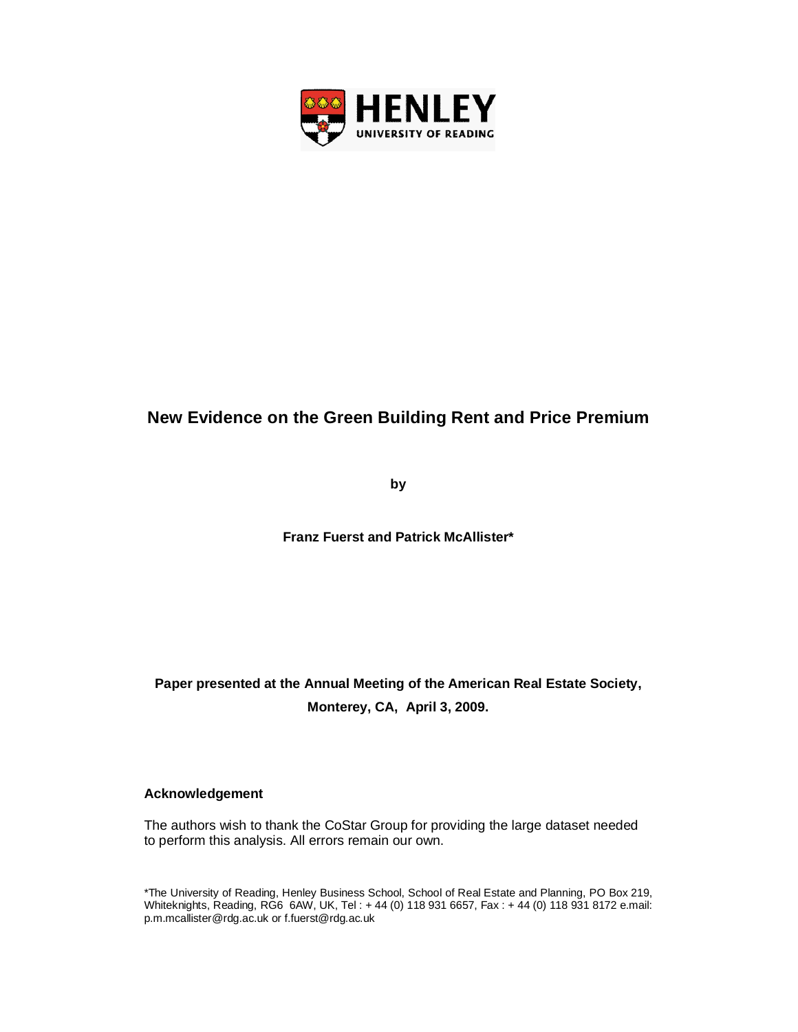HENLEY
UNIVERSITY OF READING

# New Evidence on the Green Building Rent and Price Premium

**by**

**Franz Fuerst and Patrick McAllister***

**Paper presented at the Annual Meeting of the American Real Estate Society, Monterey, CA, April 3, 2009.**

**Acknowledgement**

The authors wish to thank the CoStar Group for providing the large dataset needed to perform this analysis. All errors remain our own.

*The University of Reading, Henley Business School, School of Real Estate and Planning, PO Box 219, Whiteknights, Reading, RG6 6AW, UK, Tel : + 44 (0) 118 931 6657, Fax : + 44 (0) 118 931 8172 e.mail: p.m.mcallister@rdg.ac.uk or f.fuerst@rdg.ac.uk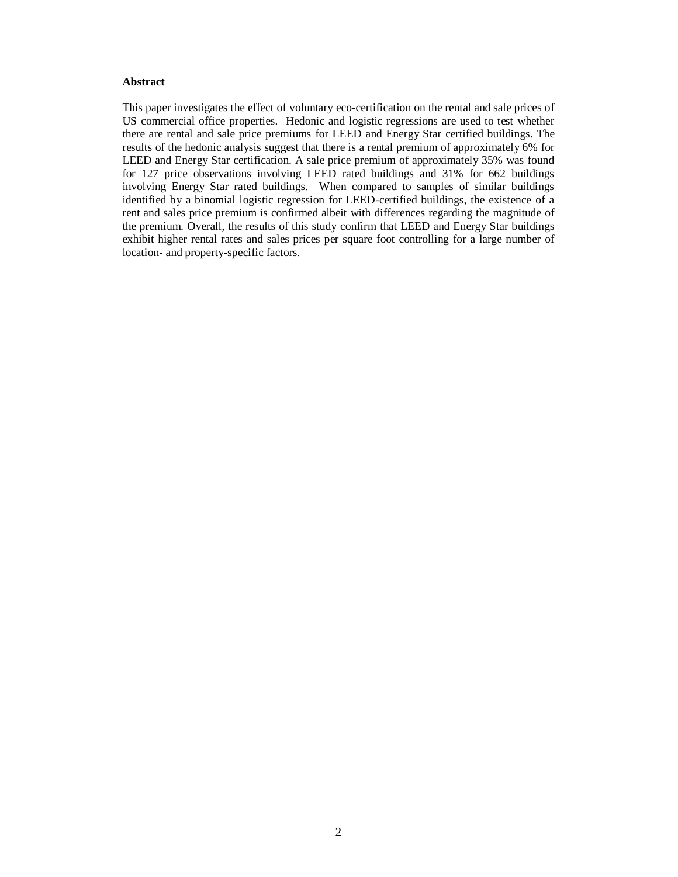**Abstract**

This paper investigates the effect of voluntary eco-certification on the rental and sale prices of US commercial office properties. Hedonic and logistic regressions are used to test whether there are rental and sale price premiums for LEED and Energy Star certified buildings. The results of the hedonic analysis suggest that there is a rental premium of approximately 6% for LEED and Energy Star certification. A sale price premium of approximately 35% was found for 127 price observations involving LEED rated buildings and 31% for 662 buildings involving Energy Star rated buildings. When compared to samples of similar buildings identified by a binomial logistic regression for LEED-certified buildings, the existence of a rent and sales price premium is confirmed albeit with differences regarding the magnitude of the premium. Overall, the results of this study confirm that LEED and Energy Star buildings exhibit higher rental rates and sales prices per square foot controlling for a large number of location- and property-specific factors.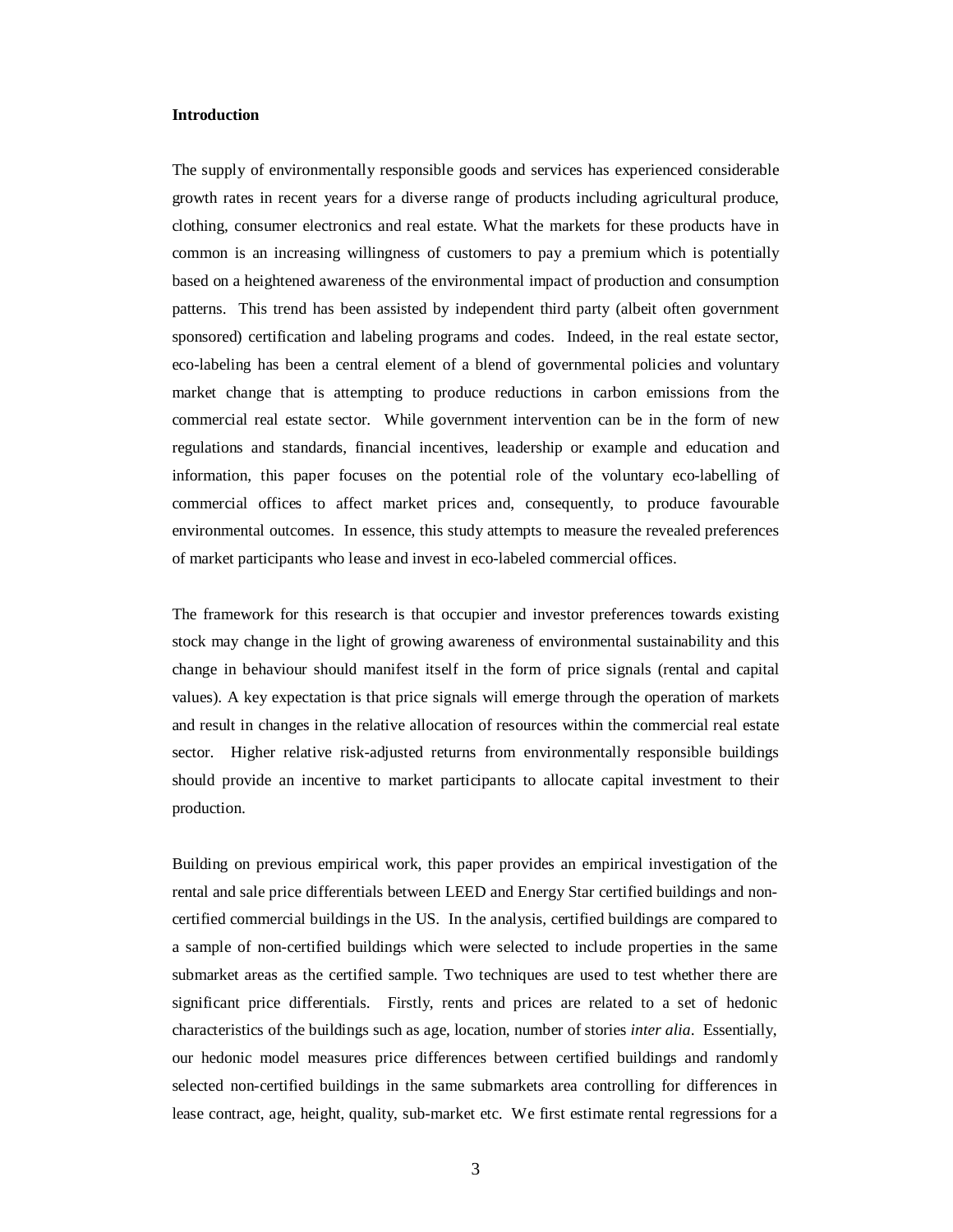**Introduction**

The supply of environmentally responsible goods and services has experienced considerable growth rates in recent years for a diverse range of products including agricultural produce, clothing, consumer electronics and real estate. What the markets for these products have in common is an increasing willingness of customers to pay a premium which is potentially based on a heightened awareness of the environmental impact of production and consumption patterns. This trend has been assisted by independent third party (albeit often government sponsored) certification and labeling programs and codes. Indeed, in the real estate sector, eco-labeling has been a central element of a blend of governmental policies and voluntary market change that is attempting to produce reductions in carbon emissions from the commercial real estate sector. While government intervention can be in the form of new regulations and standards, financial incentives, leadership or example and education and information, this paper focuses on the potential role of the voluntary eco-labelling of commercial offices to affect market prices and, consequently, to produce favourable environmental outcomes. In essence, this study attempts to measure the revealed preferences of market participants who lease and invest in eco-labeled commercial offices.

The framework for this research is that occupier and investor preferences towards existing stock may change in the light of growing awareness of environmental sustainability and this change in behaviour should manifest itself in the form of price signals (rental and capital values). A key expectation is that price signals will emerge through the operation of markets and result in changes in the relative allocation of resources within the commercial real estate sector. Higher relative risk-adjusted returns from environmentally responsible buildings should provide an incentive to market participants to allocate capital investment to their production.

Building on previous empirical work, this paper provides an empirical investigation of the rental and sale price differentials between LEED and Energy Star certified buildings and non-certified commercial buildings in the US. In the analysis, certified buildings are compared to a sample of non-certified buildings which were selected to include properties in the same submarket areas as the certified sample. Two techniques are used to test whether there are significant price differentials. Firstly, rents and prices are related to a set of hedonic characteristics of the buildings such as age, location, number of stories *inter alia*. Essentially, our hedonic model measures price differences between certified buildings and randomly selected non-certified buildings in the same submarkets area controlling for differences in lease contract, age, height, quality, sub-market etc. We first estimate rental regressions for a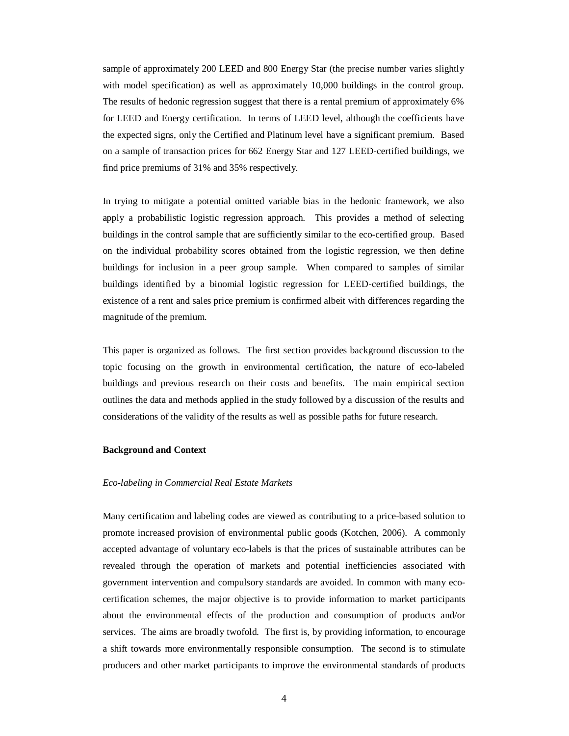sample of approximately 200 LEED and 800 Energy Star (the precise number varies slightly with model specification) as well as approximately 10,000 buildings in the control group. The results of hedonic regression suggest that there is a rental premium of approximately 6% for LEED and Energy certification. In terms of LEED level, although the coefficients have the expected signs, only the Certified and Platinum level have a significant premium. Based on a sample of transaction prices for 662 Energy Star and 127 LEED-certified buildings, we find price premiums of 31% and 35% respectively.

In trying to mitigate a potential omitted variable bias in the hedonic framework, we also apply a probabilistic logistic regression approach. This provides a method of selecting buildings in the control sample that are sufficiently similar to the eco-certified group. Based on the individual probability scores obtained from the logistic regression, we then define buildings for inclusion in a peer group sample. When compared to samples of similar buildings identified by a binomial logistic regression for LEED-certified buildings, the existence of a rent and sales price premium is confirmed albeit with differences regarding the magnitude of the premium.

This paper is organized as follows. The first section provides background discussion to the topic focusing on the growth in environmental certification, the nature of eco-labeled buildings and previous research on their costs and benefits. The main empirical section outlines the data and methods applied in the study followed by a discussion of the results and considerations of the validity of the results as well as possible paths for future research.

## Background and Context

### *Eco-labeling in Commercial Real Estate Markets*

Many certification and labeling codes are viewed as contributing to a price-based solution to promote increased provision of environmental public goods (Kotchen, 2006). A commonly accepted advantage of voluntary eco-labels is that the prices of sustainable attributes can be revealed through the operation of markets and potential inefficiencies associated with government intervention and compulsory standards are avoided. In common with many eco-certification schemes, the major objective is to provide information to market participants about the environmental effects of the production and consumption of products and/or services. The aims are broadly twofold. The first is, by providing information, to encourage a shift towards more environmentally responsible consumption. The second is to stimulate producers and other market participants to improve the environmental standards of products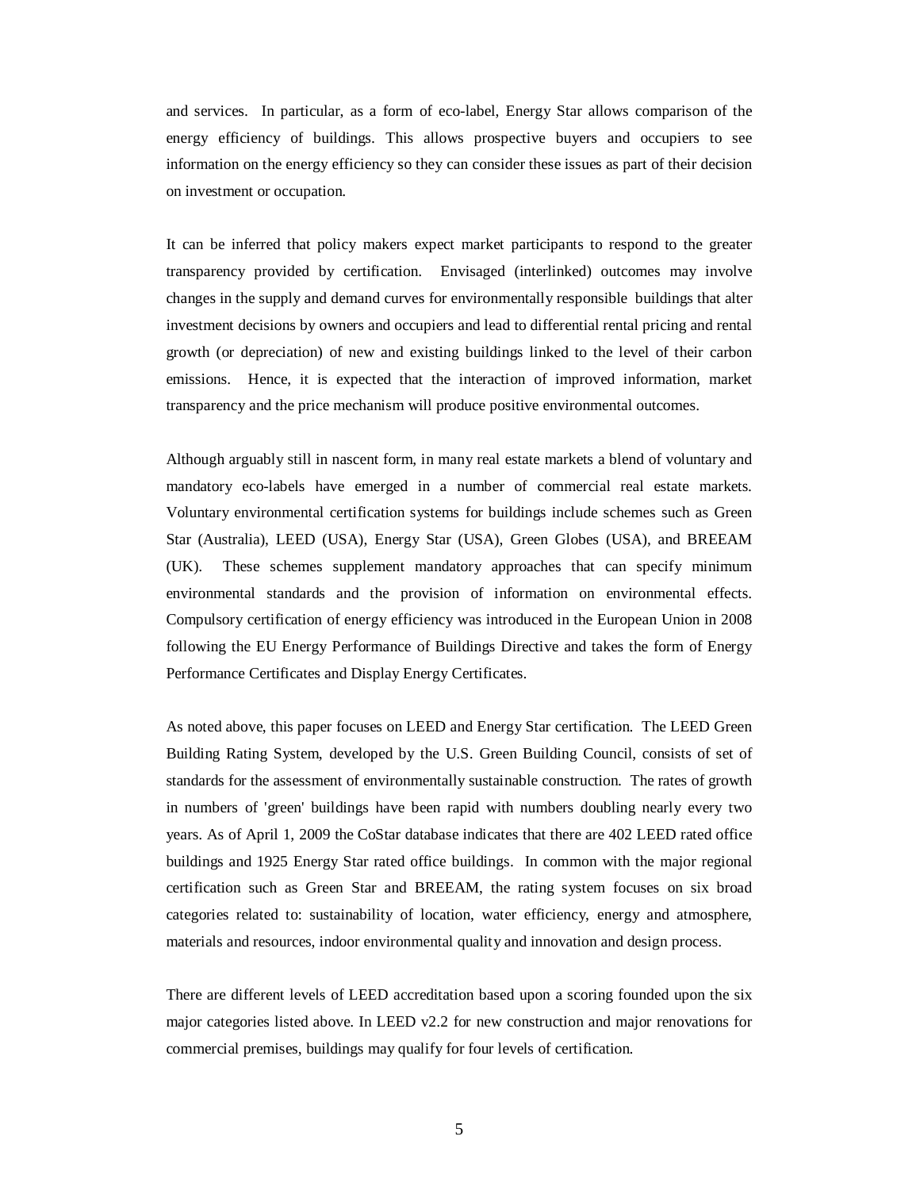and services. In particular, as a form of eco-label, Energy Star allows comparison of the energy efficiency of buildings. This allows prospective buyers and occupiers to see information on the energy efficiency so they can consider these issues as part of their decision on investment or occupation.

It can be inferred that policy makers expect market participants to respond to the greater transparency provided by certification. Envisaged (interlinked) outcomes may involve changes in the supply and demand curves for environmentally responsible buildings that alter investment decisions by owners and occupiers and lead to differential rental pricing and rental growth (or depreciation) of new and existing buildings linked to the level of their carbon emissions. Hence, it is expected that the interaction of improved information, market transparency and the price mechanism will produce positive environmental outcomes.

Although arguably still in nascent form, in many real estate markets a blend of voluntary and mandatory eco-labels have emerged in a number of commercial real estate markets. Voluntary environmental certification systems for buildings include schemes such as Green Star (Australia), LEED (USA), Energy Star (USA), Green Globes (USA), and BREEAM (UK). These schemes supplement mandatory approaches that can specify minimum environmental standards and the provision of information on environmental effects. Compulsory certification of energy efficiency was introduced in the European Union in 2008 following the EU Energy Performance of Buildings Directive and takes the form of Energy Performance Certificates and Display Energy Certificates.

As noted above, this paper focuses on LEED and Energy Star certification. The LEED Green Building Rating System, developed by the U.S. Green Building Council, consists of set of standards for the assessment of environmentally sustainable construction. The rates of growth in numbers of 'green' buildings have been rapid with numbers doubling nearly every two years. As of April 1, 2009 the CoStar database indicates that there are 402 LEED rated office buildings and 1925 Energy Star rated office buildings. In common with the major regional certification such as Green Star and BREEAM, the rating system focuses on six broad categories related to: sustainability of location, water efficiency, energy and atmosphere, materials and resources, indoor environmental quality and innovation and design process.

There are different levels of LEED accreditation based upon a scoring founded upon the six major categories listed above. In LEED v2.2 for new construction and major renovations for commercial premises, buildings may qualify for four levels of certification.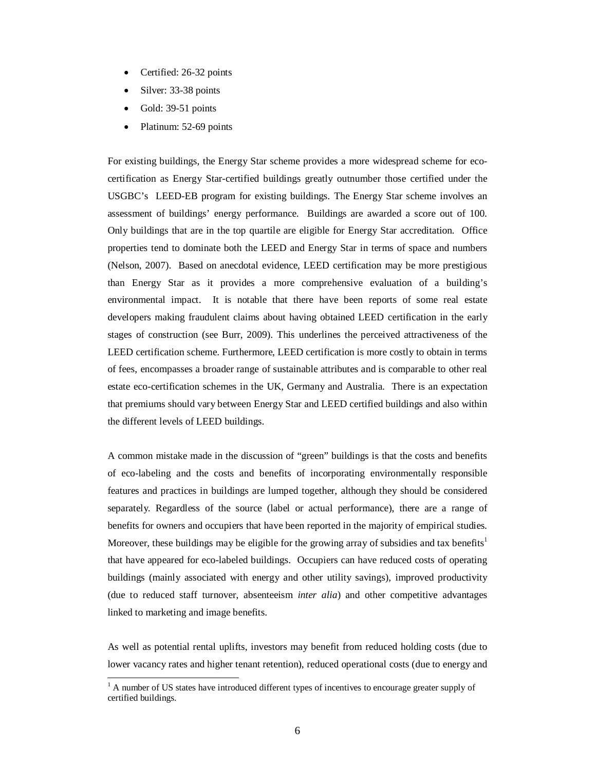- Certified: 26-32 points
- Silver: 33-38 points
- Gold: 39-51 points
- Platinum: 52-69 points

For existing buildings, the Energy Star scheme provides a more widespread scheme for eco-certification as Energy Star-certified buildings greatly outnumber those certified under the USGBC's LEED-EB program for existing buildings. The Energy Star scheme involves an assessment of buildings' energy performance. Buildings are awarded a score out of 100. Only buildings that are in the top quartile are eligible for Energy Star accreditation. Office properties tend to dominate both the LEED and Energy Star in terms of space and numbers (Nelson, 2007). Based on anecdotal evidence, LEED certification may be more prestigious than Energy Star as it provides a more comprehensive evaluation of a building's environmental impact. It is notable that there have been reports of some real estate developers making fraudulent claims about having obtained LEED certification in the early stages of construction (see Burr, 2009). This underlines the perceived attractiveness of the LEED certification scheme. Furthermore, LEED certification is more costly to obtain in terms of fees, encompasses a broader range of sustainable attributes and is comparable to other real estate eco-certification schemes in the UK, Germany and Australia. There is an expectation that premiums should vary between Energy Star and LEED certified buildings and also within the different levels of LEED buildings.

A common mistake made in the discussion of "green" buildings is that the costs and benefits of eco-labeling and the costs and benefits of incorporating environmentally responsible features and practices in buildings are lumped together, although they should be considered separately. Regardless of the source (label or actual performance), there are a range of benefits for owners and occupiers that have been reported in the majority of empirical studies. Moreover, these buildings may be eligible for the growing array of subsidies and tax benefits[1] that have appeared for eco-labeled buildings. Occupiers can have reduced costs of operating buildings (mainly associated with energy and other utility savings), improved productivity (due to reduced staff turnover, absenteeism *inter alia*) and other competitive advantages linked to marketing and image benefits.

As well as potential rental uplifts, investors may benefit from reduced holding costs (due to lower vacancy rates and higher tenant retention), reduced operational costs (due to energy and

[1] A number of US states have introduced different types of incentives to encourage greater supply of certified buildings.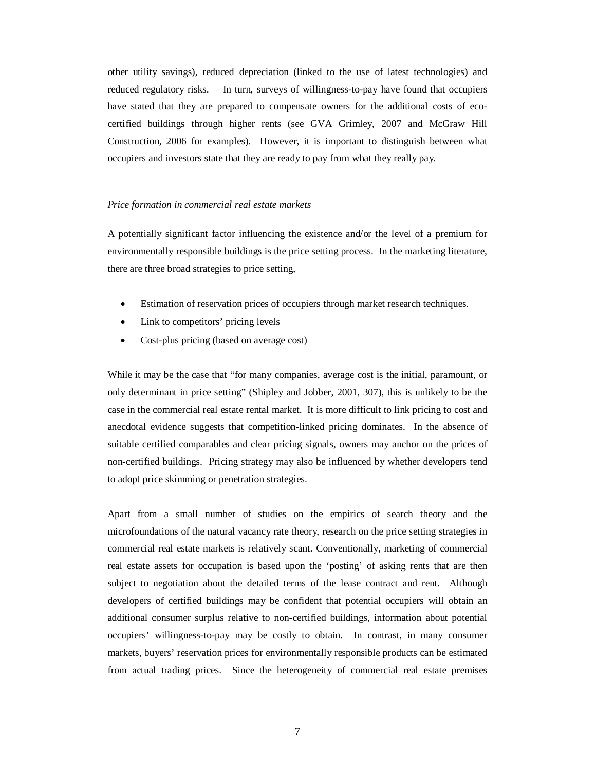other utility savings), reduced depreciation (linked to the use of latest technologies) and reduced regulatory risks. In turn, surveys of willingness-to-pay have found that occupiers have stated that they are prepared to compensate owners for the additional costs of eco-certified buildings through higher rents (see GVA Grimley, 2007 and McGraw Hill Construction, 2006 for examples). However, it is important to distinguish between what occupiers and investors state that they are ready to pay from what they really pay.

*Price formation in commercial real estate markets*

A potentially significant factor influencing the existence and/or the level of a premium for environmentally responsible buildings is the price setting process. In the marketing literature, there are three broad strategies to price setting,

- Estimation of reservation prices of occupiers through market research techniques.
- Link to competitors' pricing levels
- Cost-plus pricing (based on average cost)

While it may be the case that "for many companies, average cost is the initial, paramount, or only determinant in price setting" (Shipley and Jobber, 2001, 307), this is unlikely to be the case in the commercial real estate rental market. It is more difficult to link pricing to cost and anecdotal evidence suggests that competition-linked pricing dominates. In the absence of suitable certified comparables and clear pricing signals, owners may anchor on the prices of non-certified buildings. Pricing strategy may also be influenced by whether developers tend to adopt price skimming or penetration strategies.

Apart from a small number of studies on the empirics of search theory and the microfoundations of the natural vacancy rate theory, research on the price setting strategies in commercial real estate markets is relatively scant. Conventionally, marketing of commercial real estate assets for occupation is based upon the 'posting' of asking rents that are then subject to negotiation about the detailed terms of the lease contract and rent. Although developers of certified buildings may be confident that potential occupiers will obtain an additional consumer surplus relative to non-certified buildings, information about potential occupiers' willingness-to-pay may be costly to obtain. In contrast, in many consumer markets, buyers' reservation prices for environmentally responsible products can be estimated from actual trading prices. Since the heterogeneity of commercial real estate premises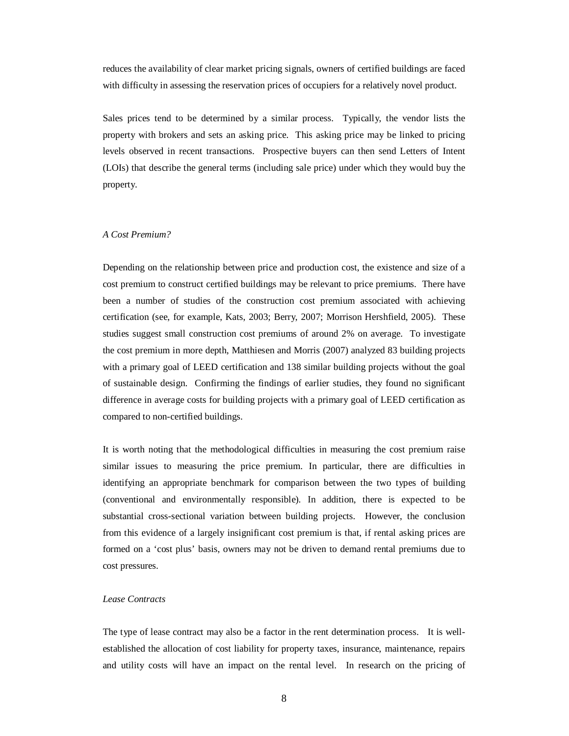reduces the availability of clear market pricing signals, owners of certified buildings are faced with difficulty in assessing the reservation prices of occupiers for a relatively novel product.

Sales prices tend to be determined by a similar process. Typically, the vendor lists the property with brokers and sets an asking price. This asking price may be linked to pricing levels observed in recent transactions. Prospective buyers can then send Letters of Intent (LOIs) that describe the general terms (including sale price) under which they would buy the property.

### *A Cost Premium?*

Depending on the relationship between price and production cost, the existence and size of a cost premium to construct certified buildings may be relevant to price premiums. There have been a number of studies of the construction cost premium associated with achieving certification (see, for example, Kats, 2003; Berry, 2007; Morrison Hershfield, 2005). These studies suggest small construction cost premiums of around 2% on average. To investigate the cost premium in more depth, Matthiesen and Morris (2007) analyzed 83 building projects with a primary goal of LEED certification and 138 similar building projects without the goal of sustainable design. Confirming the findings of earlier studies, they found no significant difference in average costs for building projects with a primary goal of LEED certification as compared to non-certified buildings.

It is worth noting that the methodological difficulties in measuring the cost premium raise similar issues to measuring the price premium. In particular, there are difficulties in identifying an appropriate benchmark for comparison between the two types of building (conventional and environmentally responsible). In addition, there is expected to be substantial cross-sectional variation between building projects. However, the conclusion from this evidence of a largely insignificant cost premium is that, if rental asking prices are formed on a 'cost plus' basis, owners may not be driven to demand rental premiums due to cost pressures.

### *Lease Contracts*

The type of lease contract may also be a factor in the rent determination process. It is well-established the allocation of cost liability for property taxes, insurance, maintenance, repairs and utility costs will have an impact on the rental level. In research on the pricing of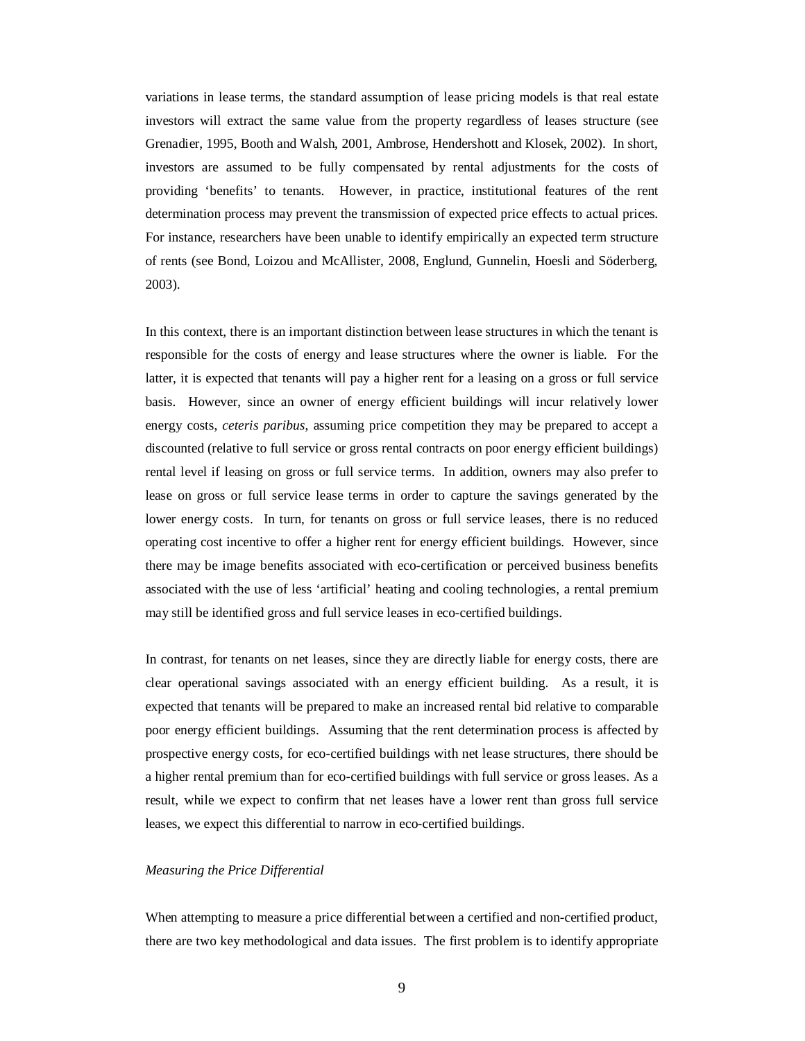variations in lease terms, the standard assumption of lease pricing models is that real estate investors will extract the same value from the property regardless of leases structure (see Grenadier, 1995, Booth and Walsh, 2001, Ambrose, Hendershott and Klosek, 2002). In short, investors are assumed to be fully compensated by rental adjustments for the costs of providing 'benefits' to tenants. However, in practice, institutional features of the rent determination process may prevent the transmission of expected price effects to actual prices. For instance, researchers have been unable to identify empirically an expected term structure of rents (see Bond, Loizou and McAllister, 2008, Englund, Gunnelin, Hoesli and Söderberg, 2003).

In this context, there is an important distinction between lease structures in which the tenant is responsible for the costs of energy and lease structures where the owner is liable. For the latter, it is expected that tenants will pay a higher rent for a leasing on a gross or full service basis. However, since an owner of energy efficient buildings will incur relatively lower energy costs, *ceteris paribus*, assuming price competition they may be prepared to accept a discounted (relative to full service or gross rental contracts on poor energy efficient buildings) rental level if leasing on gross or full service terms. In addition, owners may also prefer to lease on gross or full service lease terms in order to capture the savings generated by the lower energy costs. In turn, for tenants on gross or full service leases, there is no reduced operating cost incentive to offer a higher rent for energy efficient buildings. However, since there may be image benefits associated with eco-certification or perceived business benefits associated with the use of less 'artificial' heating and cooling technologies, a rental premium may still be identified gross and full service leases in eco-certified buildings.

In contrast, for tenants on net leases, since they are directly liable for energy costs, there are clear operational savings associated with an energy efficient building. As a result, it is expected that tenants will be prepared to make an increased rental bid relative to comparable poor energy efficient buildings. Assuming that the rent determination process is affected by prospective energy costs, for eco-certified buildings with net lease structures, there should be a higher rental premium than for eco-certified buildings with full service or gross leases. As a result, while we expect to confirm that net leases have a lower rent than gross full service leases, we expect this differential to narrow in eco-certified buildings.

*Measuring the Price Differential*

When attempting to measure a price differential between a certified and non-certified product, there are two key methodological and data issues. The first problem is to identify appropriate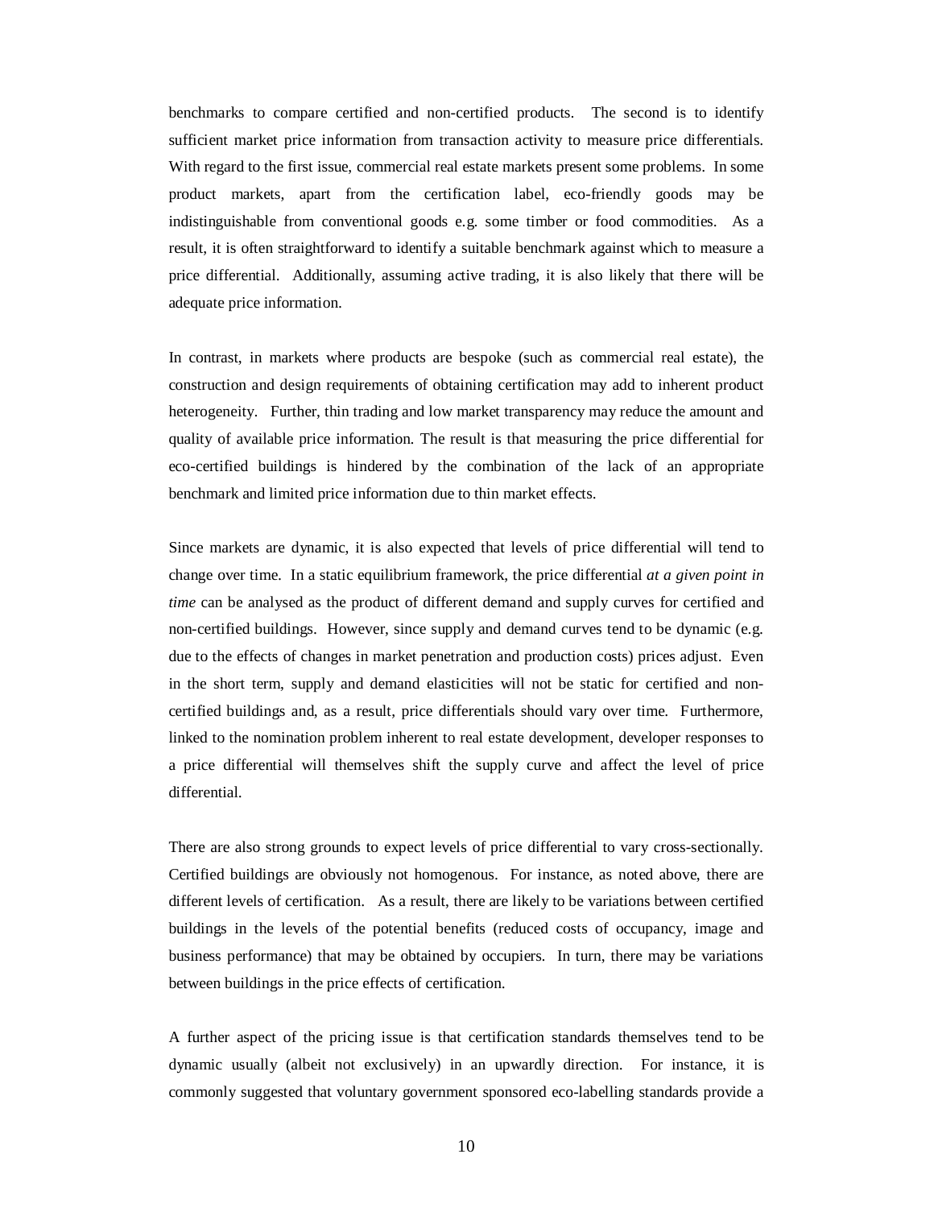benchmarks to compare certified and non-certified products. The second is to identify sufficient market price information from transaction activity to measure price differentials. With regard to the first issue, commercial real estate markets present some problems. In some product markets, apart from the certification label, eco-friendly goods may be indistinguishable from conventional goods e.g. some timber or food commodities. As a result, it is often straightforward to identify a suitable benchmark against which to measure a price differential. Additionally, assuming active trading, it is also likely that there will be adequate price information.

In contrast, in markets where products are bespoke (such as commercial real estate), the construction and design requirements of obtaining certification may add to inherent product heterogeneity. Further, thin trading and low market transparency may reduce the amount and quality of available price information. The result is that measuring the price differential for eco-certified buildings is hindered by the combination of the lack of an appropriate benchmark and limited price information due to thin market effects.

Since markets are dynamic, it is also expected that levels of price differential will tend to change over time. In a static equilibrium framework, the price differential *at a given point in time* can be analysed as the product of different demand and supply curves for certified and non-certified buildings. However, since supply and demand curves tend to be dynamic (e.g. due to the effects of changes in market penetration and production costs) prices adjust. Even in the short term, supply and demand elasticities will not be static for certified and non-certified buildings and, as a result, price differentials should vary over time. Furthermore, linked to the nomination problem inherent to real estate development, developer responses to a price differential will themselves shift the supply curve and affect the level of price differential.

There are also strong grounds to expect levels of price differential to vary cross-sectionally. Certified buildings are obviously not homogenous. For instance, as noted above, there are different levels of certification. As a result, there are likely to be variations between certified buildings in the levels of the potential benefits (reduced costs of occupancy, image and business performance) that may be obtained by occupiers. In turn, there may be variations between buildings in the price effects of certification.

A further aspect of the pricing issue is that certification standards themselves tend to be dynamic usually (albeit not exclusively) in an upwardly direction. For instance, it is commonly suggested that voluntary government sponsored eco-labelling standards provide a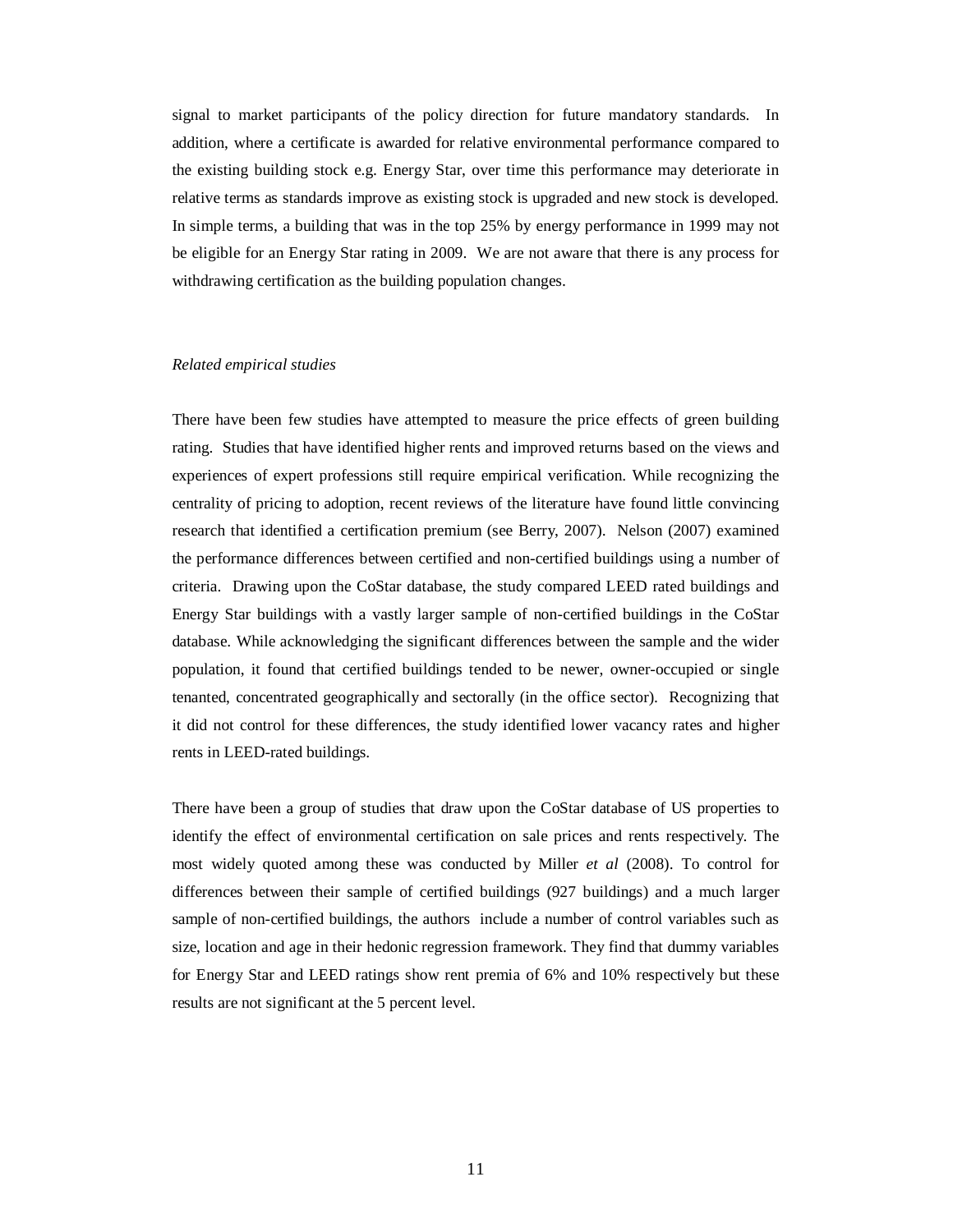signal to market participants of the policy direction for future mandatory standards. In addition, where a certificate is awarded for relative environmental performance compared to the existing building stock e.g. Energy Star, over time this performance may deteriorate in relative terms as standards improve as existing stock is upgraded and new stock is developed. In simple terms, a building that was in the top 25% by energy performance in 1999 may not be eligible for an Energy Star rating in 2009. We are not aware that there is any process for withdrawing certification as the building population changes.

*Related empirical studies*

There have been few studies have attempted to measure the price effects of green building rating. Studies that have identified higher rents and improved returns based on the views and experiences of expert professions still require empirical verification. While recognizing the centrality of pricing to adoption, recent reviews of the literature have found little convincing research that identified a certification premium (see Berry, 2007). Nelson (2007) examined the performance differences between certified and non-certified buildings using a number of criteria. Drawing upon the CoStar database, the study compared LEED rated buildings and Energy Star buildings with a vastly larger sample of non-certified buildings in the CoStar database. While acknowledging the significant differences between the sample and the wider population, it found that certified buildings tended to be newer, owner-occupied or single tenanted, concentrated geographically and sectorally (in the office sector). Recognizing that it did not control for these differences, the study identified lower vacancy rates and higher rents in LEED-rated buildings.

There have been a group of studies that draw upon the CoStar database of US properties to identify the effect of environmental certification on sale prices and rents respectively. The most widely quoted among these was conducted by Miller *et al* (2008). To control for differences between their sample of certified buildings (927 buildings) and a much larger sample of non-certified buildings, the authors include a number of control variables such as size, location and age in their hedonic regression framework. They find that dummy variables for Energy Star and LEED ratings show rent premia of 6% and 10% respectively but these results are not significant at the 5 percent level.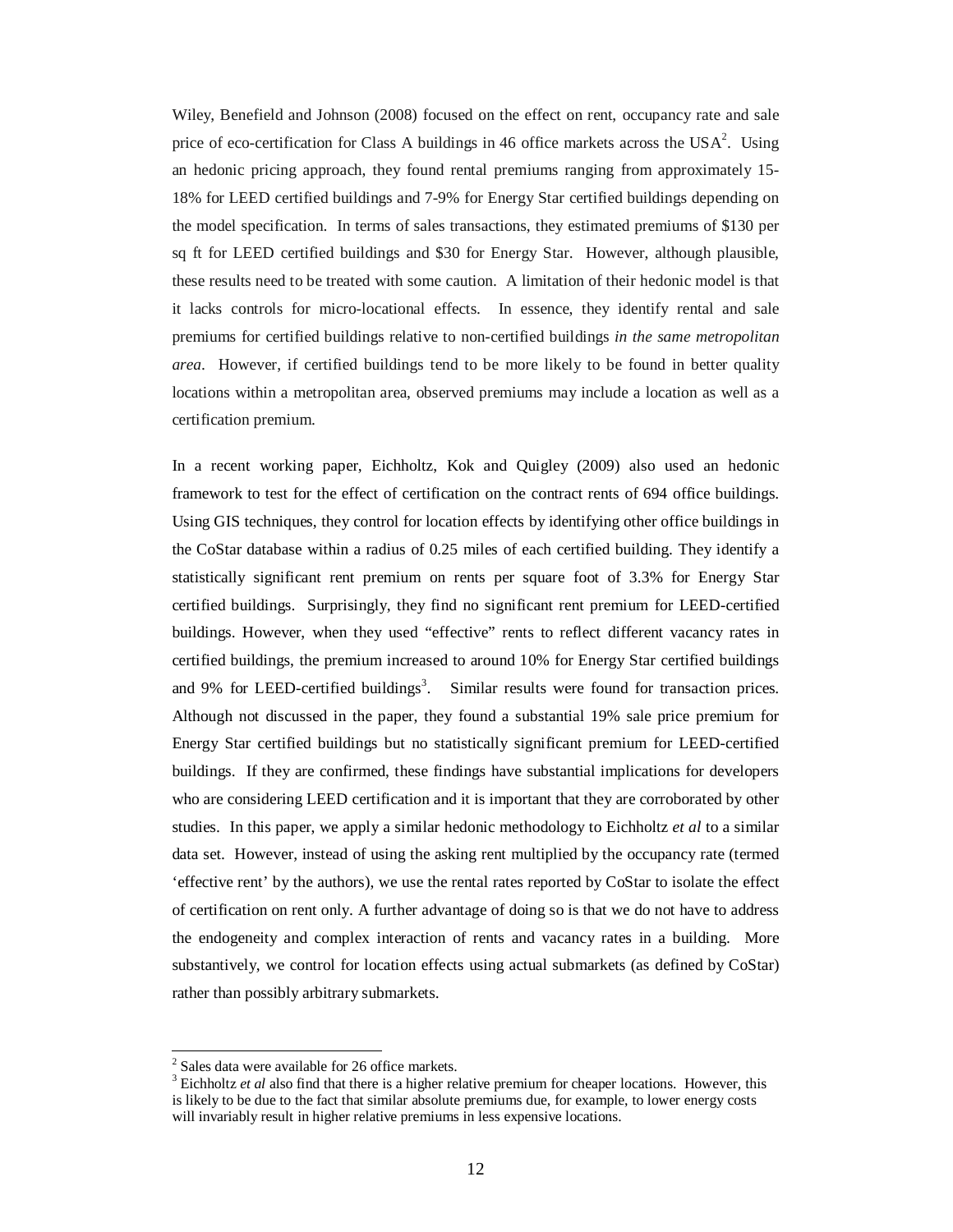Wiley, Benefield and Johnson (2008) focused on the effect on rent, occupancy rate and sale price of eco-certification for Class A buildings in 46 office markets across the USA[2]. Using an hedonic pricing approach, they found rental premiums ranging from approximately 15-18% for LEED certified buildings and 7-9% for Energy Star certified buildings depending on the model specification. In terms of sales transactions, they estimated premiums of $130 per sq ft for LEED certified buildings and $30 for Energy Star. However, although plausible, these results need to be treated with some caution. A limitation of their hedonic model is that it lacks controls for micro-locational effects. In essence, they identify rental and sale premiums for certified buildings relative to non-certified buildings *in the same metropolitan area*. However, if certified buildings tend to be more likely to be found in better quality locations within a metropolitan area, observed premiums may include a location as well as a certification premium.

In a recent working paper, Eichholtz, Kok and Quigley (2009) also used an hedonic framework to test for the effect of certification on the contract rents of 694 office buildings. Using GIS techniques, they control for location effects by identifying other office buildings in the CoStar database within a radius of 0.25 miles of each certified building. They identify a statistically significant rent premium on rents per square foot of 3.3% for Energy Star certified buildings. Surprisingly, they find no significant rent premium for LEED-certified buildings. However, when they used "effective" rents to reflect different vacancy rates in certified buildings, the premium increased to around 10% for Energy Star certified buildings and 9% for LEED-certified buildings[3]. Similar results were found for transaction prices. Although not discussed in the paper, they found a substantial 19% sale price premium for Energy Star certified buildings but no statistically significant premium for LEED-certified buildings. If they are confirmed, these findings have substantial implications for developers who are considering LEED certification and it is important that they are corroborated by other studies. In this paper, we apply a similar hedonic methodology to Eichholtz *et al* to a similar data set. However, instead of using the asking rent multiplied by the occupancy rate (termed 'effective rent' by the authors), we use the rental rates reported by CoStar to isolate the effect of certification on rent only. A further advantage of doing so is that we do not have to address the endogeneity and complex interaction of rents and vacancy rates in a building. More substantively, we control for location effects using actual submarkets (as defined by CoStar) rather than possibly arbitrary submarkets.

---

[2] Sales data were available for 26 office markets.

[3] Eichholtz *et al* also find that there is a higher relative premium for cheaper locations. However, this is likely to be due to the fact that similar absolute premiums due, for example, to lower energy costs will invariably result in higher relative premiums in less expensive locations.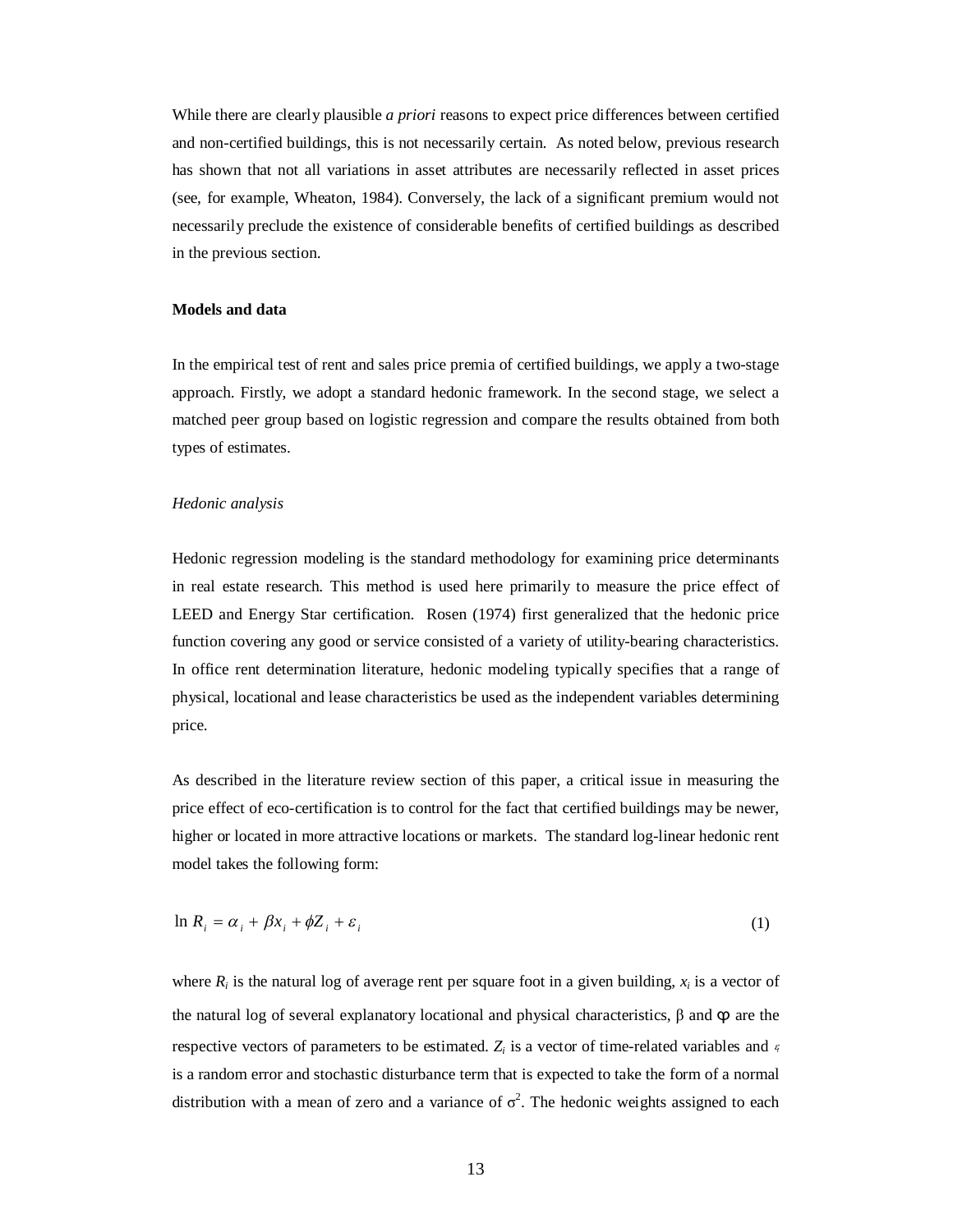While there are clearly plausible *a priori* reasons to expect price differences between certified and non-certified buildings, this is not necessarily certain. As noted below, previous research has shown that not all variations in asset attributes are necessarily reflected in asset prices (see, for example, Wheaton, 1984). Conversely, the lack of a significant premium would not necessarily preclude the existence of considerable benefits of certified buildings as described in the previous section.

**Models and data**

In the empirical test of rent and sales price premia of certified buildings, we apply a two-stage approach. Firstly, we adopt a standard hedonic framework. In the second stage, we select a matched peer group based on logistic regression and compare the results obtained from both types of estimates.

*Hedonic analysis*

Hedonic regression modeling is the standard methodology for examining price determinants in real estate research. This method is used here primarily to measure the price effect of LEED and Energy Star certification. Rosen (1974) first generalized that the hedonic price function covering any good or service consisted of a variety of utility-bearing characteristics. In office rent determination literature, hedonic modeling typically specifies that a range of physical, locational and lease characteristics be used as the independent variables determining price.

As described in the literature review section of this paper, a critical issue in measuring the price effect of eco-certification is to control for the fact that certified buildings may be newer, higher or located in more attractive locations or markets. The standard log-linear hedonic rent model takes the following form:

$$\ln R_i = \alpha_i + \beta x_i + \phi Z_i + \varepsilon_i \tag{1}$$

where $R_i$ is the natural log of average rent per square foot in a given building, $x_i$ is a vector of the natural log of several explanatory locational and physical characteristics, β and φ are the respective vectors of parameters to be estimated. $Z_i$ is a vector of time-related variables and $\varepsilon_i$ is a random error and stochastic disturbance term that is expected to take the form of a normal distribution with a mean of zero and a variance of $\sigma^2$. The hedonic weights assigned to each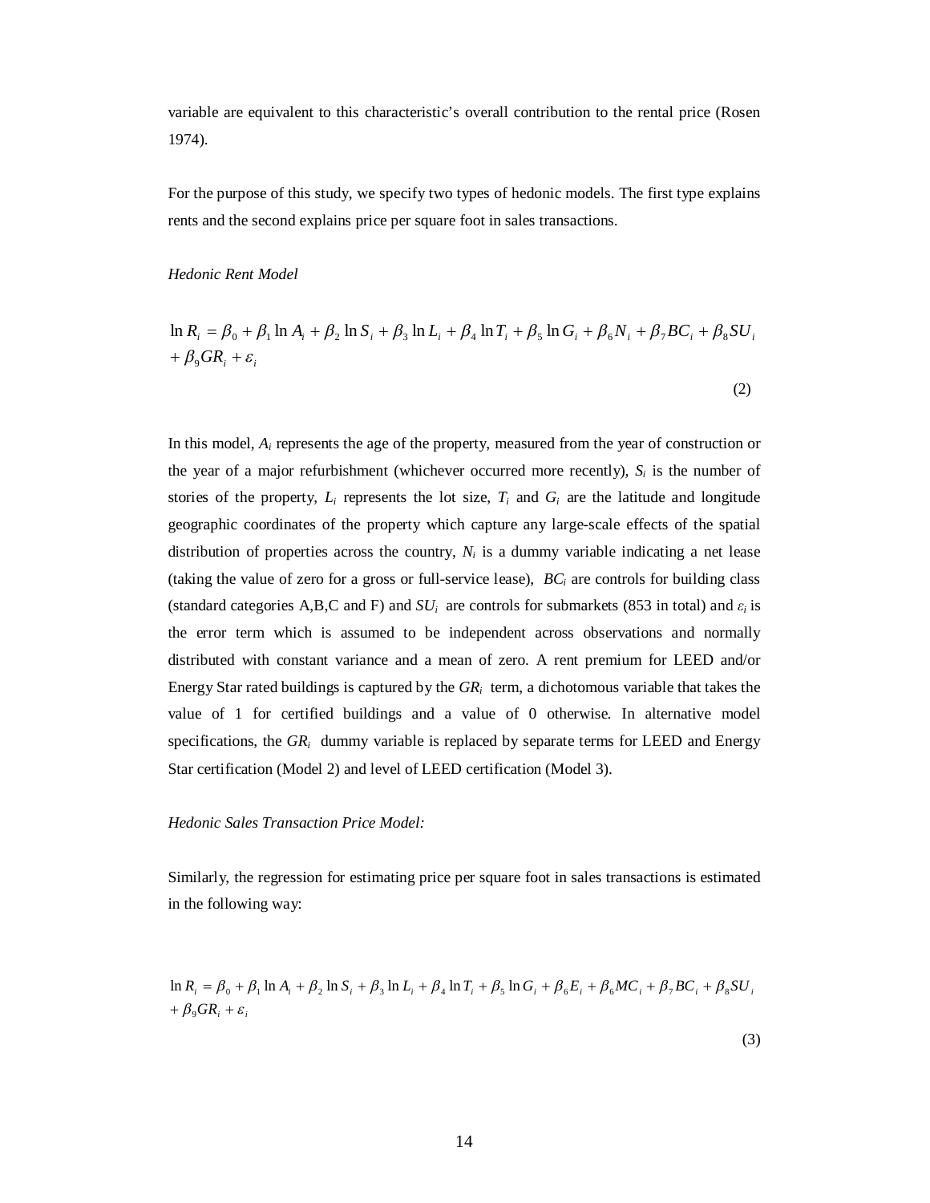variable are equivalent to this characteristic's overall contribution to the rental price (Rosen 1974).

For the purpose of this study, we specify two types of hedonic models. The first type explains rents and the second explains price per square foot in sales transactions.

*Hedonic Rent Model*

$$\ln R_i = \beta_0 + \beta_1 \ln A_i + \beta_2 \ln S_i + \beta_3 \ln L_i + \beta_4 \ln T_i + \beta_5 \ln G_i + \beta_6 N_i + \beta_7 BC_i + \beta_8 SU_i + \beta_9 GR_i + \varepsilon_i \tag{2}$$

In this model, $A_i$ represents the age of the property, measured from the year of construction or the year of a major refurbishment (whichever occurred more recently), $S_i$ is the number of stories of the property, $L_i$ represents the lot size, $T_i$ and $G_i$ are the latitude and longitude geographic coordinates of the property which capture any large-scale effects of the spatial distribution of properties across the country, $N_i$ is a dummy variable indicating a net lease (taking the value of zero for a gross or full-service lease), $BC_i$ are controls for building class (standard categories A,B,C and F) and $SU_i$ are controls for submarkets (853 in total) and $\varepsilon_i$ is the error term which is assumed to be independent across observations and normally distributed with constant variance and a mean of zero. A rent premium for LEED and/or Energy Star rated buildings is captured by the $GR_i$ term, a dichotomous variable that takes the value of 1 for certified buildings and a value of 0 otherwise. In alternative model specifications, the $GR_i$ dummy variable is replaced by separate terms for LEED and Energy Star certification (Model 2) and level of LEED certification (Model 3).

*Hedonic Sales Transaction Price Model:*

Similarly, the regression for estimating price per square foot in sales transactions is estimated in the following way:

$$\ln R_i = \beta_0 + \beta_1 \ln A_i + \beta_2 \ln S_i + \beta_3 \ln L_i + \beta_4 \ln T_i + \beta_5 \ln G_i + \beta_6 E_i + \beta_6 MC_i + \beta_7 BC_i + \beta_8 SU_i + \beta_9 GR_i + \varepsilon_i \tag{3}$$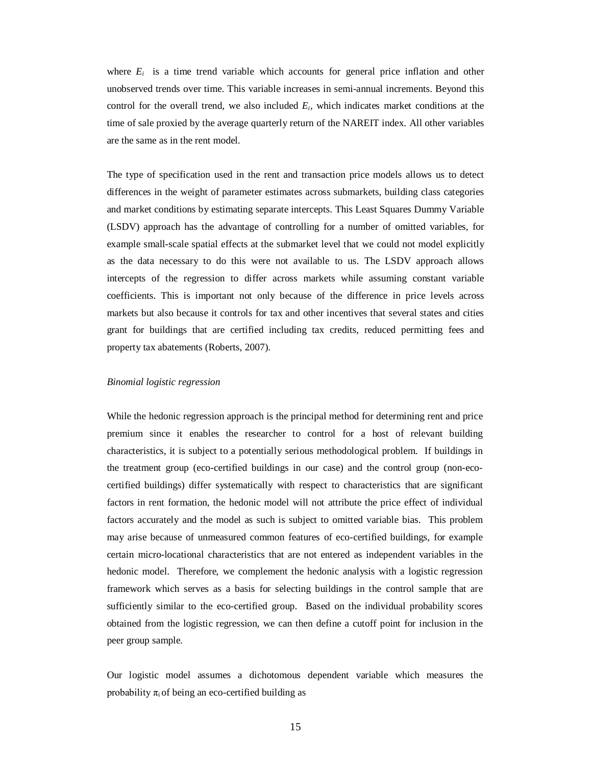where $E_i$ is a time trend variable which accounts for general price inflation and other unobserved trends over time. This variable increases in semi-annual increments. Beyond this control for the overall trend, we also included $E_i$, which indicates market conditions at the time of sale proxied by the average quarterly return of the NAREIT index. All other variables are the same as in the rent model.

The type of specification used in the rent and transaction price models allows us to detect differences in the weight of parameter estimates across submarkets, building class categories and market conditions by estimating separate intercepts. This Least Squares Dummy Variable (LSDV) approach has the advantage of controlling for a number of omitted variables, for example small-scale spatial effects at the submarket level that we could not model explicitly as the data necessary to do this were not available to us. The LSDV approach allows intercepts of the regression to differ across markets while assuming constant variable coefficients. This is important not only because of the difference in price levels across markets but also because it controls for tax and other incentives that several states and cities grant for buildings that are certified including tax credits, reduced permitting fees and property tax abatements (Roberts, 2007).

*Binomial logistic regression*

While the hedonic regression approach is the principal method for determining rent and price premium since it enables the researcher to control for a host of relevant building characteristics, it is subject to a potentially serious methodological problem. If buildings in the treatment group (eco-certified buildings in our case) and the control group (non-eco-certified buildings) differ systematically with respect to characteristics that are significant factors in rent formation, the hedonic model will not attribute the price effect of individual factors accurately and the model as such is subject to omitted variable bias. This problem may arise because of unmeasured common features of eco-certified buildings, for example certain micro-locational characteristics that are not entered as independent variables in the hedonic model. Therefore, we complement the hedonic analysis with a logistic regression framework which serves as a basis for selecting buildings in the control sample that are sufficiently similar to the eco-certified group. Based on the individual probability scores obtained from the logistic regression, we can then define a cutoff point for inclusion in the peer group sample.

Our logistic model assumes a dichotomous dependent variable which measures the probability $\pi_i$ of being an eco-certified building as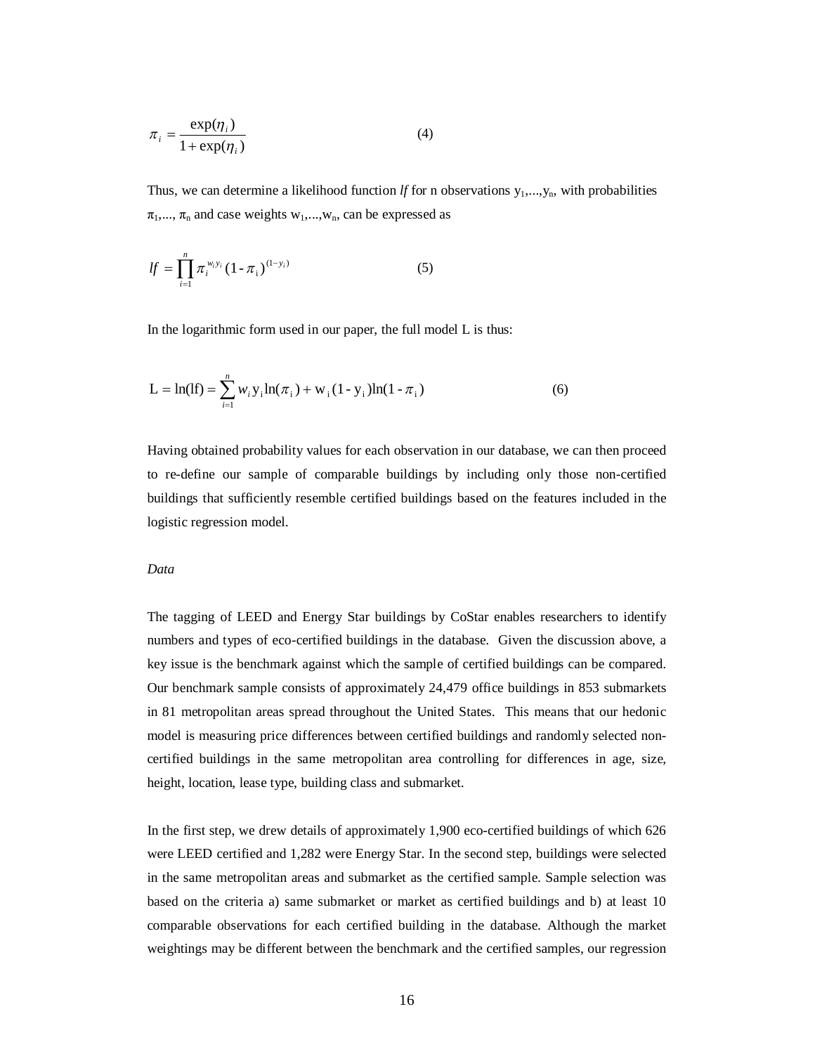$$\pi_i = \frac{\exp(\eta_i)}{1+\exp(\eta_i)} \qquad (4)$$

Thus, we can determine a likelihood function *lf* for n observations $y_1,...,y_n$, with probabilities $\pi_1,..., \pi_n$ and case weights $w_1,...,w_n$, can be expressed as

$$lf = \prod_{i=1}^{n} \pi_i^{w_i y_i} (1 - \pi_i)^{(1-y_i)} \qquad (5)$$

In the logarithmic form used in our paper, the full model L is thus:

$$\mathrm{L} = \ln(\mathrm{lf}) = \sum_{i=1}^{n} w_i \mathrm{y_i} \ln(\pi_i) + \mathrm{w_i}(1 - \mathrm{y_i})\ln(1 - \pi_i) \qquad (6)$$

Having obtained probability values for each observation in our database, we can then proceed to re-define our sample of comparable buildings by including only those non-certified buildings that sufficiently resemble certified buildings based on the features included in the logistic regression model.

*Data*

The tagging of LEED and Energy Star buildings by CoStar enables researchers to identify numbers and types of eco-certified buildings in the database. Given the discussion above, a key issue is the benchmark against which the sample of certified buildings can be compared. Our benchmark sample consists of approximately 24,479 office buildings in 853 submarkets in 81 metropolitan areas spread throughout the United States. This means that our hedonic model is measuring price differences between certified buildings and randomly selected non-certified buildings in the same metropolitan area controlling for differences in age, size, height, location, lease type, building class and submarket.

In the first step, we drew details of approximately 1,900 eco-certified buildings of which 626 were LEED certified and 1,282 were Energy Star. In the second step, buildings were selected in the same metropolitan areas and submarket as the certified sample. Sample selection was based on the criteria a) same submarket or market as certified buildings and b) at least 10 comparable observations for each certified building in the database. Although the market weightings may be different between the benchmark and the certified samples, our regression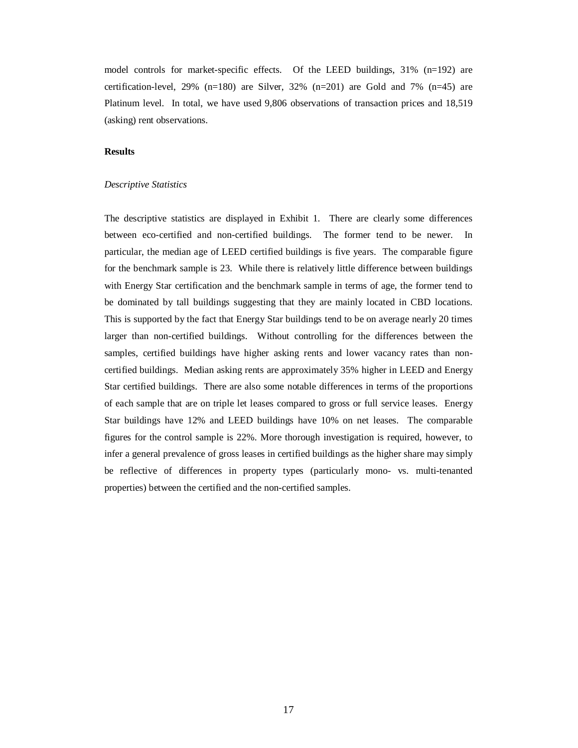model controls for market-specific effects. Of the LEED buildings, 31% (n=192) are certification-level, 29% (n=180) are Silver, 32% (n=201) are Gold and 7% (n=45) are Platinum level. In total, we have used 9,806 observations of transaction prices and 18,519 (asking) rent observations.

## Results

### *Descriptive Statistics*

The descriptive statistics are displayed in Exhibit 1. There are clearly some differences between eco-certified and non-certified buildings. The former tend to be newer. In particular, the median age of LEED certified buildings is five years. The comparable figure for the benchmark sample is 23. While there is relatively little difference between buildings with Energy Star certification and the benchmark sample in terms of age, the former tend to be dominated by tall buildings suggesting that they are mainly located in CBD locations. This is supported by the fact that Energy Star buildings tend to be on average nearly 20 times larger than non-certified buildings. Without controlling for the differences between the samples, certified buildings have higher asking rents and lower vacancy rates than non-certified buildings. Median asking rents are approximately 35% higher in LEED and Energy Star certified buildings. There are also some notable differences in terms of the proportions of each sample that are on triple let leases compared to gross or full service leases. Energy Star buildings have 12% and LEED buildings have 10% on net leases. The comparable figures for the control sample is 22%. More thorough investigation is required, however, to infer a general prevalence of gross leases in certified buildings as the higher share may simply be reflective of differences in property types (particularly mono- vs. multi-tenanted properties) between the certified and the non-certified samples.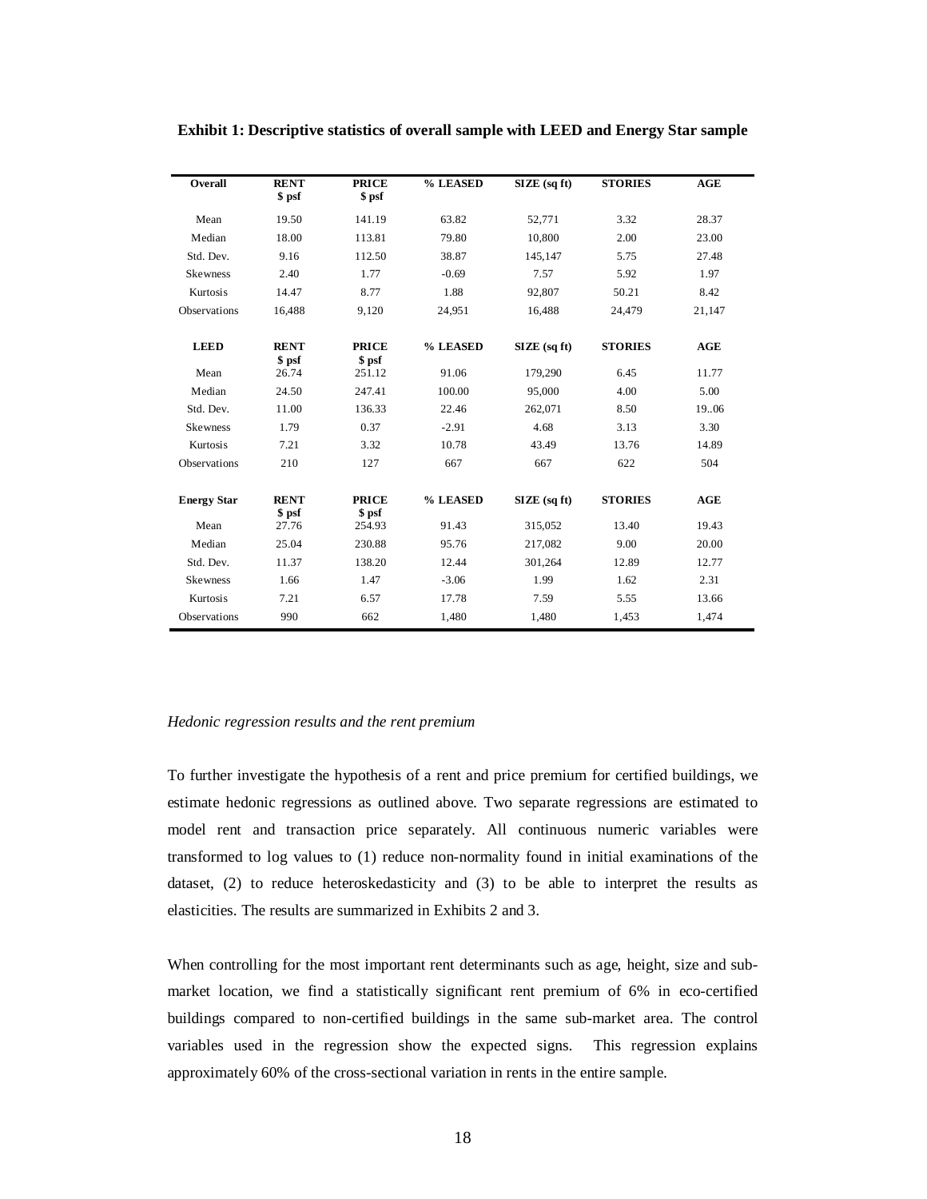**Exhibit 1: Descriptive statistics of overall sample with LEED and Energy Star sample**

| **Overall** | **RENT $ psf** | **PRICE $ psf** | **% LEASED** | **SIZE (sq ft)** | **STORIES** | **AGE** |
|---|---|---|---|---|---|---|
| Mean | 19.50 | 141.19 | 63.82 | 52,771 | 3.32 | 28.37 |
| Median | 18.00 | 113.81 | 79.80 | 10,800 | 2.00 | 23.00 |
| Std. Dev. | 9.16 | 112.50 | 38.87 | 145,147 | 5.75 | 27.48 |
| Skewness | 2.40 | 1.77 | -0.69 | 7.57 | 5.92 | 1.97 |
| Kurtosis | 14.47 | 8.77 | 1.88 | 92,807 | 50.21 | 8.42 |
| Observations | 16,488 | 9,120 | 24,951 | 16,488 | 24,479 | 21,147 |
| **LEED** | **RENT $ psf** | **PRICE $ psf** | **% LEASED** | **SIZE (sq ft)** | **STORIES** | **AGE** |
| Mean | 26.74 | 251.12 | 91.06 | 179,290 | 6.45 | 11.77 |
| Median | 24.50 | 247.41 | 100.00 | 95,000 | 4.00 | 5.00 |
| Std. Dev. | 11.00 | 136.33 | 22.46 | 262,071 | 8.50 | 19..06 |
| Skewness | 1.79 | 0.37 | -2.91 | 4.68 | 3.13 | 3.30 |
| Kurtosis | 7.21 | 3.32 | 10.78 | 43.49 | 13.76 | 14.89 |
| Observations | 210 | 127 | 667 | 667 | 622 | 504 |
| **Energy Star** | **RENT $ psf** | **PRICE $ psf** | **% LEASED** | **SIZE (sq ft)** | **STORIES** | **AGE** |
| Mean | 27.76 | 254.93 | 91.43 | 315,052 | 13.40 | 19.43 |
| Median | 25.04 | 230.88 | 95.76 | 217,082 | 9.00 | 20.00 |
| Std. Dev. | 11.37 | 138.20 | 12.44 | 301,264 | 12.89 | 12.77 |
| Skewness | 1.66 | 1.47 | -3.06 | 1.99 | 1.62 | 2.31 |
| Kurtosis | 7.21 | 6.57 | 17.78 | 7.59 | 5.55 | 13.66 |
| Observations | 990 | 662 | 1,480 | 1,480 | 1,453 | 1,474 |

*Hedonic regression results and the rent premium*

To further investigate the hypothesis of a rent and price premium for certified buildings, we estimate hedonic regressions as outlined above. Two separate regressions are estimated to model rent and transaction price separately. All continuous numeric variables were transformed to log values to (1) reduce non-normality found in initial examinations of the dataset, (2) to reduce heteroskedasticity and (3) to be able to interpret the results as elasticities. The results are summarized in Exhibits 2 and 3.

When controlling for the most important rent determinants such as age, height, size and sub-market location, we find a statistically significant rent premium of 6% in eco-certified buildings compared to non-certified buildings in the same sub-market area. The control variables used in the regression show the expected signs. This regression explains approximately 60% of the cross-sectional variation in rents in the entire sample.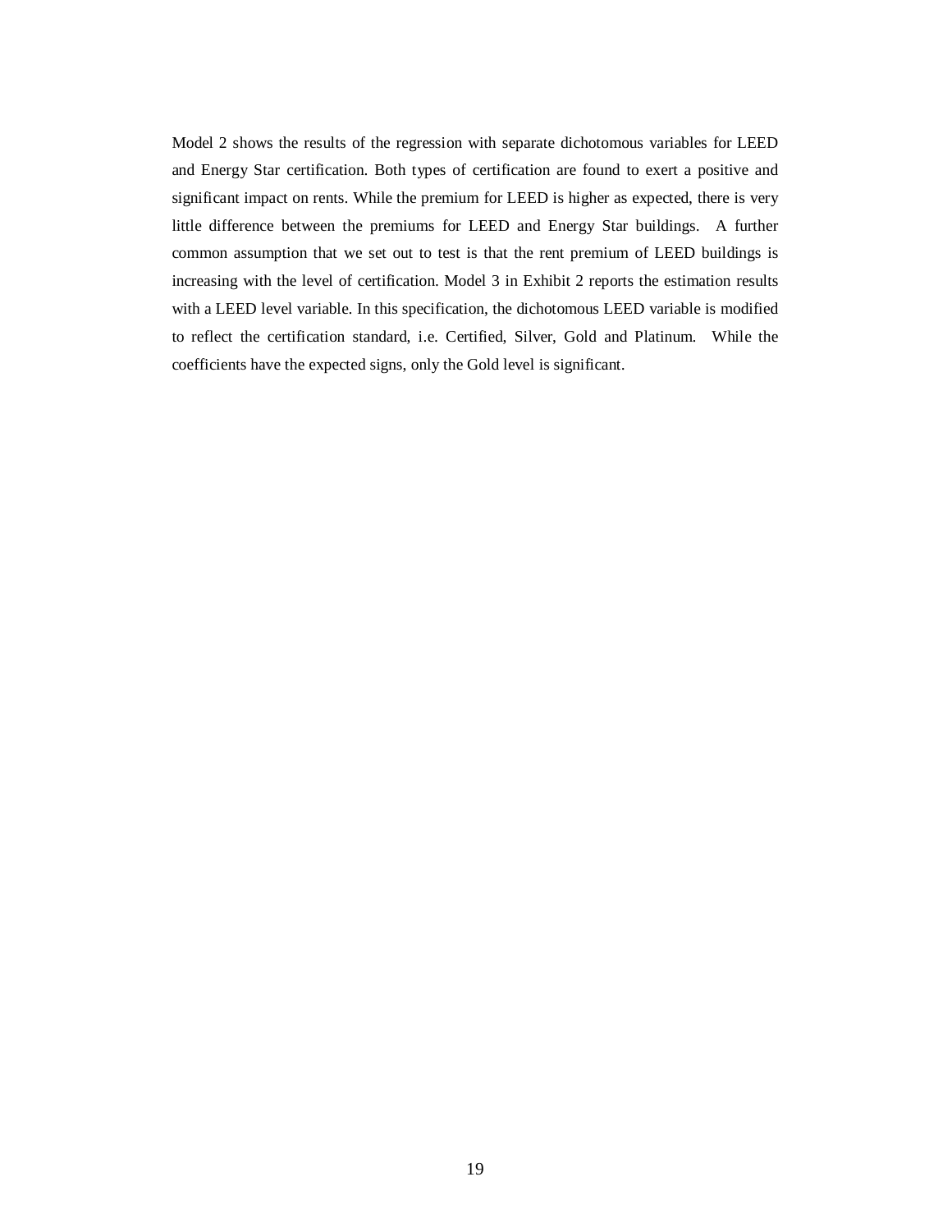Model 2 shows the results of the regression with separate dichotomous variables for LEED and Energy Star certification. Both types of certification are found to exert a positive and significant impact on rents. While the premium for LEED is higher as expected, there is very little difference between the premiums for LEED and Energy Star buildings. A further common assumption that we set out to test is that the rent premium of LEED buildings is increasing with the level of certification. Model 3 in Exhibit 2 reports the estimation results with a LEED level variable. In this specification, the dichotomous LEED variable is modified to reflect the certification standard, i.e. Certified, Silver, Gold and Platinum. While the coefficients have the expected signs, only the Gold level is significant.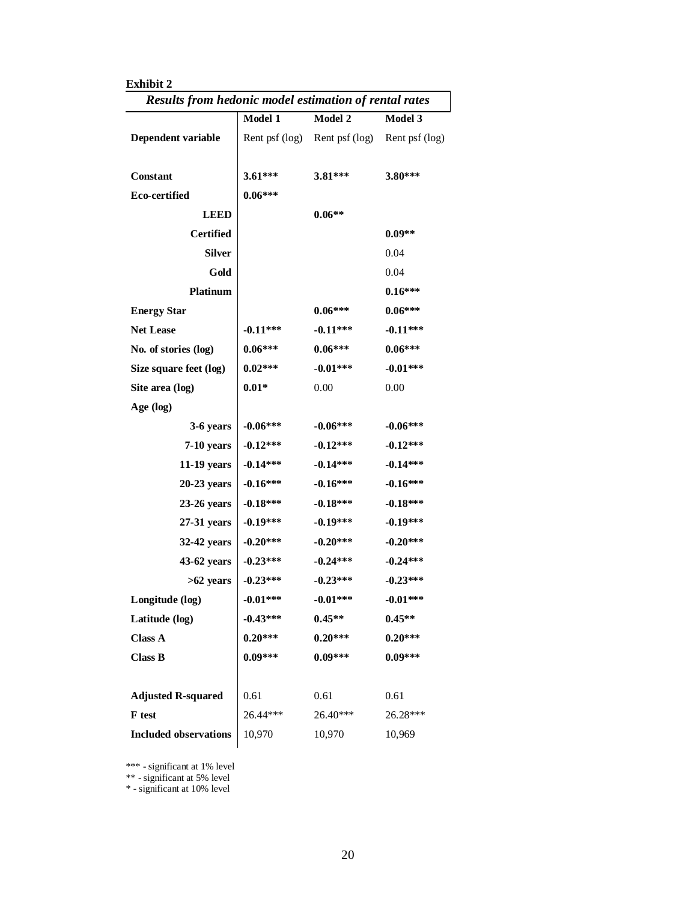**Exhibit 2**

| *Results from hedonic model estimation of rental rates* | | | |
|---|---|---|---|
| | **Model 1** | **Model 2** | **Model 3** |
| **Dependent variable** | Rent psf (log) | Rent psf (log) | Rent psf (log) |
| | | | |
| **Constant** | **3.61*** ** | **3.81*** ** | **3.80*** ** |
| **Eco-certified** | **0.06*** ** | | |
| **LEED** | | **0.06** ** | |
| **Certified** | | | **0.09** ** |
| **Silver** | | | 0.04 |
| **Gold** | | | 0.04 |
| **Platinum** | | | **0.16*** ** |
| **Energy Star** | | **0.06*** ** | **0.06*** ** |
| **Net Lease** | **-0.11*** ** | **-0.11*** ** | **-0.11*** ** |
| **No. of stories (log)** | **0.06*** ** | **0.06*** ** | **0.06*** ** |
| **Size square feet (log)** | **0.02*** ** | **-0.01*** ** | **-0.01*** ** |
| **Site area (log)** | **0.01* ** | 0.00 | 0.00 |
| **Age (log)** | | | |
| **3-6 years** | **-0.06*** ** | **-0.06*** ** | **-0.06*** ** |
| **7-10 years** | **-0.12*** ** | **-0.12*** ** | **-0.12*** ** |
| **11-19 years** | **-0.14*** ** | **-0.14*** ** | **-0.14*** ** |
| **20-23 years** | **-0.16*** ** | **-0.16*** ** | **-0.16*** ** |
| **23-26 years** | **-0.18*** ** | **-0.18*** ** | **-0.18*** ** |
| **27-31 years** | **-0.19*** ** | **-0.19*** ** | **-0.19*** ** |
| **32-42 years** | **-0.20*** ** | **-0.20*** ** | **-0.20*** ** |
| **43-62 years** | **-0.23*** ** | **-0.24*** ** | **-0.24*** ** |
| **>62 years** | **-0.23*** ** | **-0.23*** ** | **-0.23*** ** |
| **Longitude (log)** | **-0.01*** ** | **-0.01*** ** | **-0.01*** ** |
| **Latitude (log)** | **-0.43*** ** | **0.45** ** | **0.45** ** |
| **Class A** | **0.20*** ** | **0.20*** ** | **0.20*** ** |
| **Class B** | **0.09*** ** | **0.09*** ** | **0.09*** ** |
| | | | |
| **Adjusted R-squared** | 0.61 | 0.61 | 0.61 |
| **F test** | 26.44*** | 26.40*** | 26.28*** |
| **Included observations** | 10,970 | 10,970 | 10,969 |

*** - significant at 1% level
** - significant at 5% level
* - significant at 10% level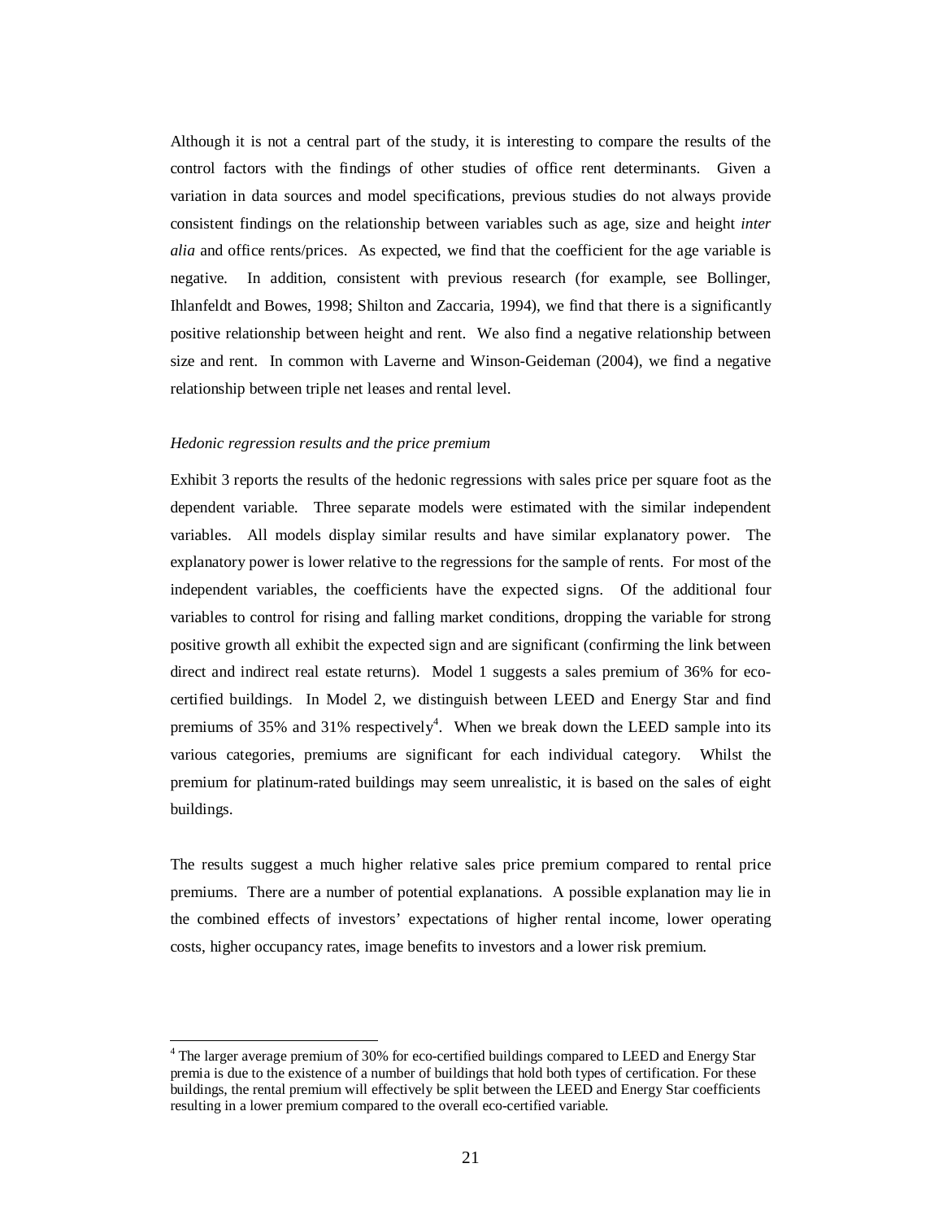Although it is not a central part of the study, it is interesting to compare the results of the control factors with the findings of other studies of office rent determinants. Given a variation in data sources and model specifications, previous studies do not always provide consistent findings on the relationship between variables such as age, size and height *inter alia* and office rents/prices. As expected, we find that the coefficient for the age variable is negative. In addition, consistent with previous research (for example, see Bollinger, Ihlanfeldt and Bowes, 1998; Shilton and Zaccaria, 1994), we find that there is a significantly positive relationship between height and rent. We also find a negative relationship between size and rent. In common with Laverne and Winson-Geideman (2004), we find a negative relationship between triple net leases and rental level.

*Hedonic regression results and the price premium*

Exhibit 3 reports the results of the hedonic regressions with sales price per square foot as the dependent variable. Three separate models were estimated with the similar independent variables. All models display similar results and have similar explanatory power. The explanatory power is lower relative to the regressions for the sample of rents. For most of the independent variables, the coefficients have the expected signs. Of the additional four variables to control for rising and falling market conditions, dropping the variable for strong positive growth all exhibit the expected sign and are significant (confirming the link between direct and indirect real estate returns). Model 1 suggests a sales premium of 36% for eco-certified buildings. In Model 2, we distinguish between LEED and Energy Star and find premiums of 35% and 31% respectively[4]. When we break down the LEED sample into its various categories, premiums are significant for each individual category. Whilst the premium for platinum-rated buildings may seem unrealistic, it is based on the sales of eight buildings.

The results suggest a much higher relative sales price premium compared to rental price premiums. There are a number of potential explanations. A possible explanation may lie in the combined effects of investors' expectations of higher rental income, lower operating costs, higher occupancy rates, image benefits to investors and a lower risk premium.

---

[4] The larger average premium of 30% for eco-certified buildings compared to LEED and Energy Star premia is due to the existence of a number of buildings that hold both types of certification. For these buildings, the rental premium will effectively be split between the LEED and Energy Star coefficients resulting in a lower premium compared to the overall eco-certified variable.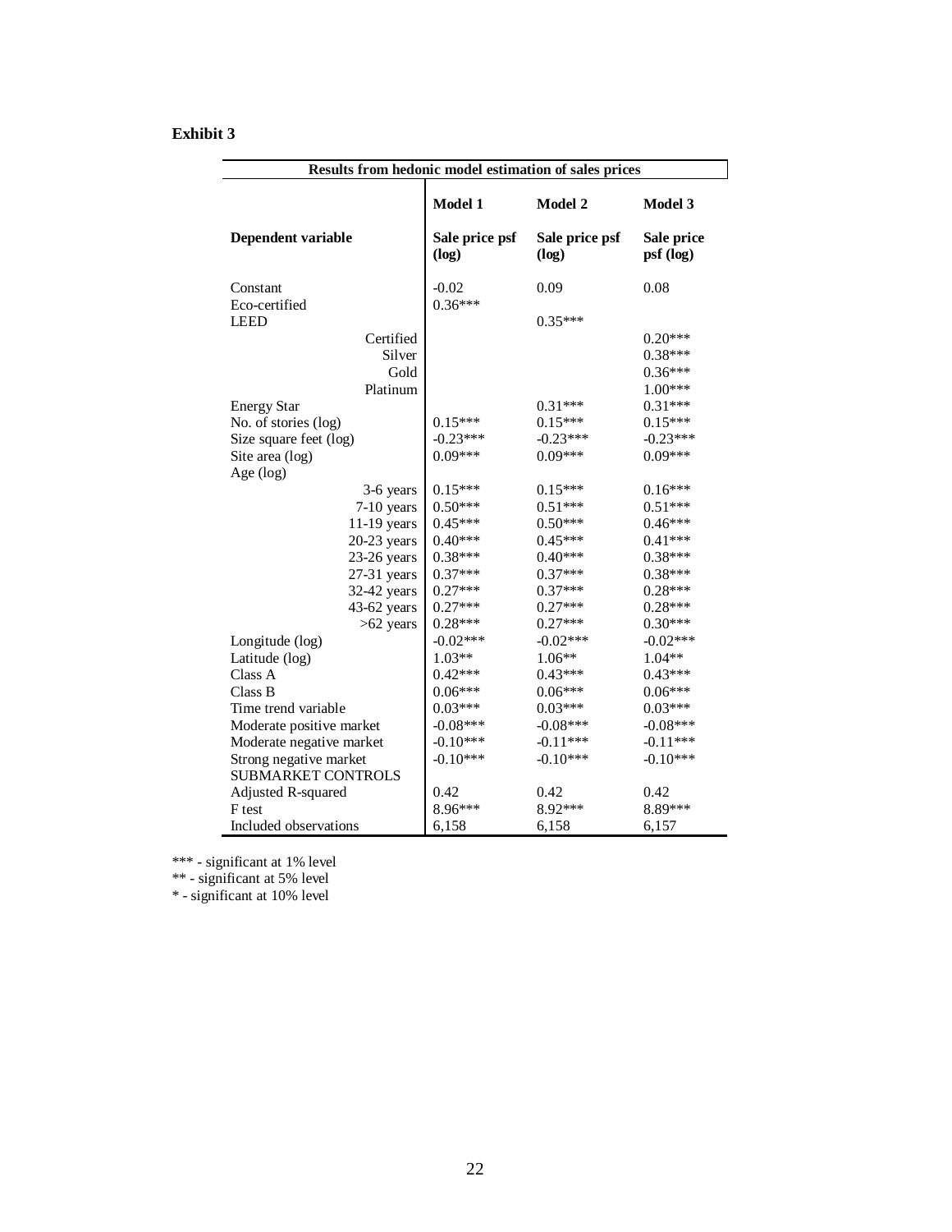**Exhibit 3**

| Results from hedonic model estimation of sales prices | | | |
|---|---|---|---|
| | **Model 1** | **Model 2** | **Model 3** |
| **Dependent variable** | **Sale price psf (log)** | **Sale price psf (log)** | **Sale price psf (log)** |
| Constant | -0.02 | 0.09 | 0.08 |
| Eco-certified | 0.36*** | | |
| LEED | | 0.35*** | |
| Certified | | | 0.20*** |
| Silver | | | 0.38*** |
| Gold | | | 0.36*** |
| Platinum | | | 1.00*** |
| Energy Star | | 0.31*** | 0.31*** |
| No. of stories (log) | 0.15*** | 0.15*** | 0.15*** |
| Size square feet (log) | -0.23*** | -0.23*** | -0.23*** |
| Site area (log) | 0.09*** | 0.09*** | 0.09*** |
| Age (log) | | | |
| 3-6 years | 0.15*** | 0.15*** | 0.16*** |
| 7-10 years | 0.50*** | 0.51*** | 0.51*** |
| 11-19 years | 0.45*** | 0.50*** | 0.46*** |
| 20-23 years | 0.40*** | 0.45*** | 0.41*** |
| 23-26 years | 0.38*** | 0.40*** | 0.38*** |
| 27-31 years | 0.37*** | 0.37*** | 0.38*** |
| 32-42 years | 0.27*** | 0.37*** | 0.28*** |
| 43-62 years | 0.27*** | 0.27*** | 0.28*** |
| >62 years | 0.28*** | 0.27*** | 0.30*** |
| Longitude (log) | -0.02*** | -0.02*** | -0.02*** |
| Latitude (log) | 1.03** | 1.06** | 1.04** |
| Class A | 0.42*** | 0.43*** | 0.43*** |
| Class B | 0.06*** | 0.06*** | 0.06*** |
| Time trend variable | 0.03*** | 0.03*** | 0.03*** |
| Moderate positive market | -0.08*** | -0.08*** | -0.08*** |
| Moderate negative market | -0.10*** | -0.11*** | -0.11*** |
| Strong negative market | -0.10*** | -0.10*** | -0.10*** |
| SUBMARKET CONTROLS | | | |
| Adjusted R-squared | 0.42 | 0.42 | 0.42 |
| F test | 8.96*** | 8.92*** | 8.89*** |
| Included observations | 6,158 | 6,158 | 6,157 |

*** - significant at 1% level
** - significant at 5% level
* - significant at 10% level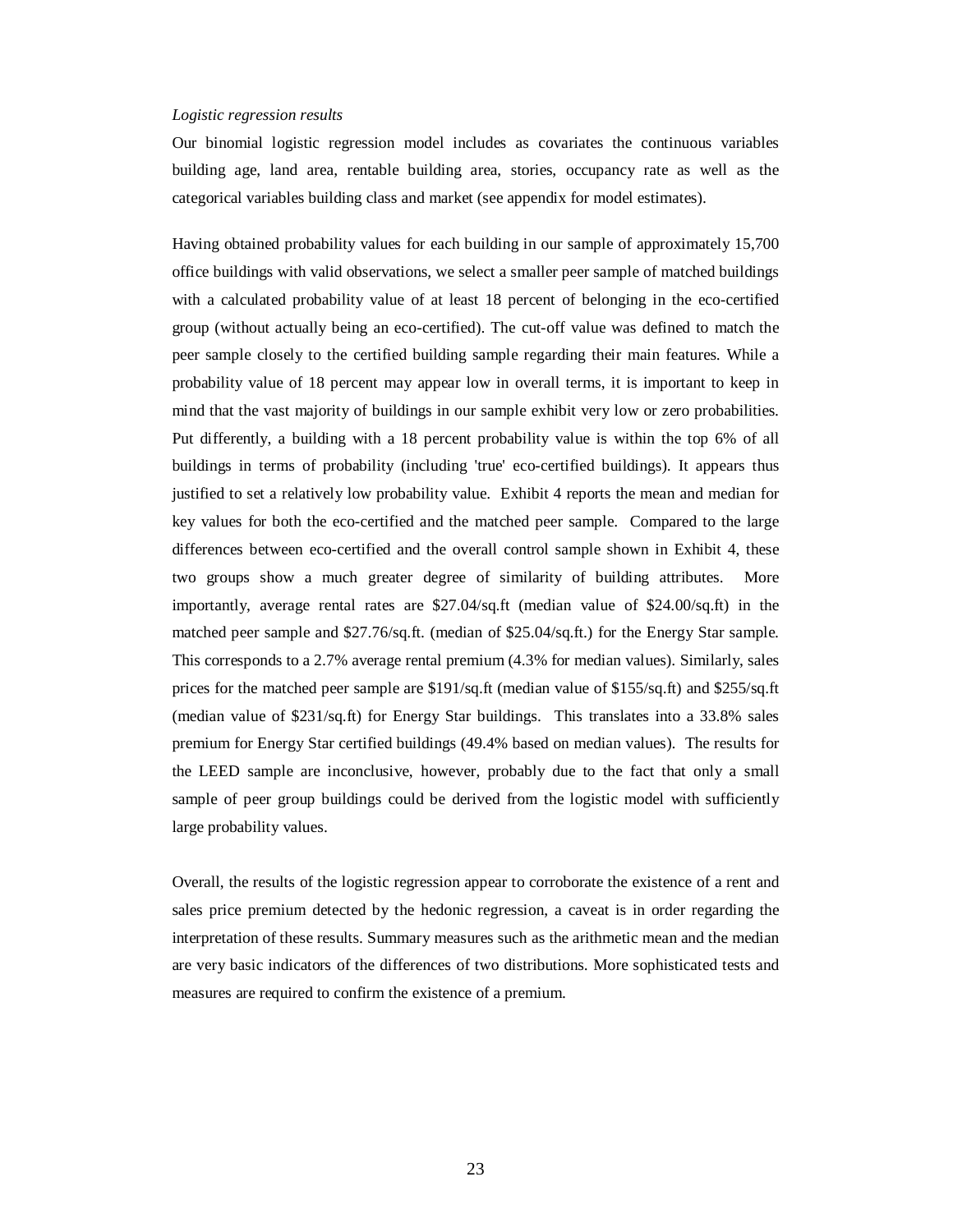*Logistic regression results*

Our binomial logistic regression model includes as covariates the continuous variables building age, land area, rentable building area, stories, occupancy rate as well as the categorical variables building class and market (see appendix for model estimates).

Having obtained probability values for each building in our sample of approximately 15,700 office buildings with valid observations, we select a smaller peer sample of matched buildings with a calculated probability value of at least 18 percent of belonging in the eco-certified group (without actually being an eco-certified). The cut-off value was defined to match the peer sample closely to the certified building sample regarding their main features. While a probability value of 18 percent may appear low in overall terms, it is important to keep in mind that the vast majority of buildings in our sample exhibit very low or zero probabilities. Put differently, a building with a 18 percent probability value is within the top 6% of all buildings in terms of probability (including 'true' eco-certified buildings). It appears thus justified to set a relatively low probability value. Exhibit 4 reports the mean and median for key values for both the eco-certified and the matched peer sample. Compared to the large differences between eco-certified and the overall control sample shown in Exhibit 4, these two groups show a much greater degree of similarity of building attributes. More importantly, average rental rates are $27.04/sq.ft (median value of $24.00/sq.ft) in the matched peer sample and $27.76/sq.ft. (median of $25.04/sq.ft.) for the Energy Star sample. This corresponds to a 2.7% average rental premium (4.3% for median values). Similarly, sales prices for the matched peer sample are $191/sq.ft (median value of $155/sq.ft) and $255/sq.ft (median value of $231/sq.ft) for Energy Star buildings. This translates into a 33.8% sales premium for Energy Star certified buildings (49.4% based on median values). The results for the LEED sample are inconclusive, however, probably due to the fact that only a small sample of peer group buildings could be derived from the logistic model with sufficiently large probability values.

Overall, the results of the logistic regression appear to corroborate the existence of a rent and sales price premium detected by the hedonic regression, a caveat is in order regarding the interpretation of these results. Summary measures such as the arithmetic mean and the median are very basic indicators of the differences of two distributions. More sophisticated tests and measures are required to confirm the existence of a premium.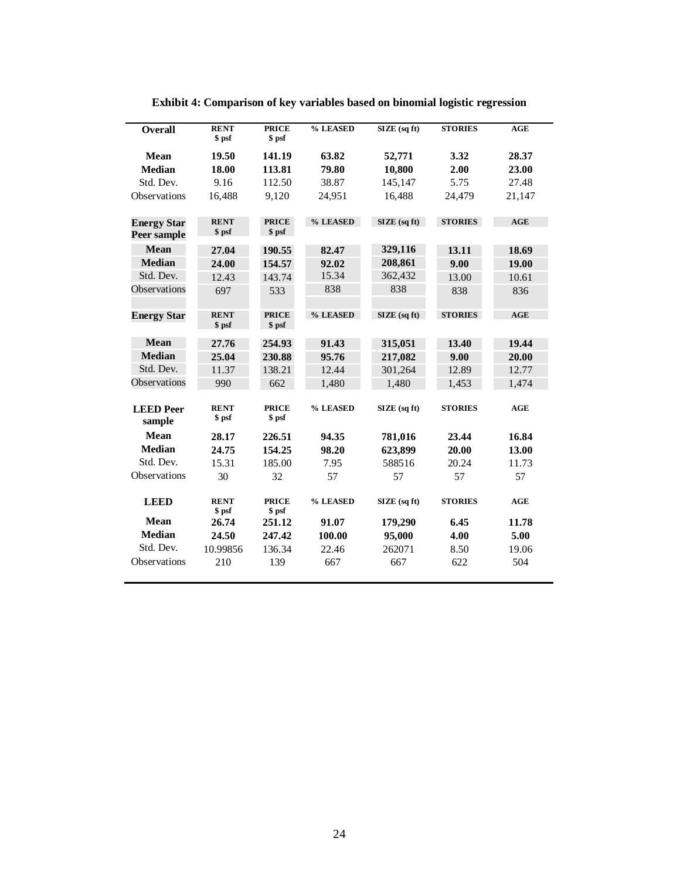**Exhibit 4: Comparison of key variables based on binomial logistic regression**

| Overall | RENT $ psf | PRICE $ psf | % LEASED | SIZE (sq ft) | STORIES | AGE |
|---|---|---|---|---|---|---|
| **Mean** | **19.50** | **141.19** | **63.82** | **52,771** | **3.32** | **28.37** |
| **Median** | **18.00** | **113.81** | **79.80** | **10,800** | **2.00** | **23.00** |
| Std. Dev. | 9.16 | 112.50 | 38.87 | 145,147 | 5.75 | 27.48 |
| Observations | 16,488 | 9,120 | 24,951 | 16,488 | 24,479 | 21,147 |
| **Energy Star Peer sample** | **RENT $ psf** | **PRICE $ psf** | **% LEASED** | **SIZE (sq ft)** | **STORIES** | **AGE** |
| **Mean** | **27.04** | **190.55** | **82.47** | **329,116** | **13.11** | **18.69** |
| **Median** | **24.00** | **154.57** | **92.02** | **208,861** | **9.00** | **19.00** |
| Std. Dev. | 12.43 | 143.74 | 15.34 | 362,432 | 13.00 | 10.61 |
| Observations | 697 | 533 | 838 | 838 | 838 | 836 |
| **Energy Star** | **RENT $ psf** | **PRICE $ psf** | **% LEASED** | **SIZE (sq ft)** | **STORIES** | **AGE** |
| **Mean** | **27.76** | **254.93** | **91.43** | **315,051** | **13.40** | **19.44** |
| **Median** | **25.04** | **230.88** | **95.76** | **217,082** | **9.00** | **20.00** |
| Std. Dev. | 11.37 | 138.21 | 12.44 | 301,264 | 12.89 | 12.77 |
| Observations | 990 | 662 | 1,480 | 1,480 | 1,453 | 1,474 |
| **LEED Peer sample** | **RENT $ psf** | **PRICE $ psf** | **% LEASED** | **SIZE (sq ft)** | **STORIES** | **AGE** |
| **Mean** | **28.17** | **226.51** | **94.35** | **781,016** | **23.44** | **16.84** |
| **Median** | **24.75** | **154.25** | **98.20** | **623,899** | **20.00** | **13.00** |
| Std. Dev. | 15.31 | 185.00 | 7.95 | 588516 | 20.24 | 11.73 |
| Observations | 30 | 32 | 57 | 57 | 57 | 57 |
| **LEED** | **RENT $ psf** | **PRICE $ psf** | **% LEASED** | **SIZE (sq ft)** | **STORIES** | **AGE** |
| **Mean** | **26.74** | **251.12** | **91.07** | **179,290** | **6.45** | **11.78** |
| **Median** | **24.50** | **247.42** | **100.00** | **95,000** | **4.00** | **5.00** |
| Std. Dev. | 10.99856 | 136.34 | 22.46 | 262071 | 8.50 | 19.06 |
| Observations | 210 | 139 | 667 | 667 | 622 | 504 |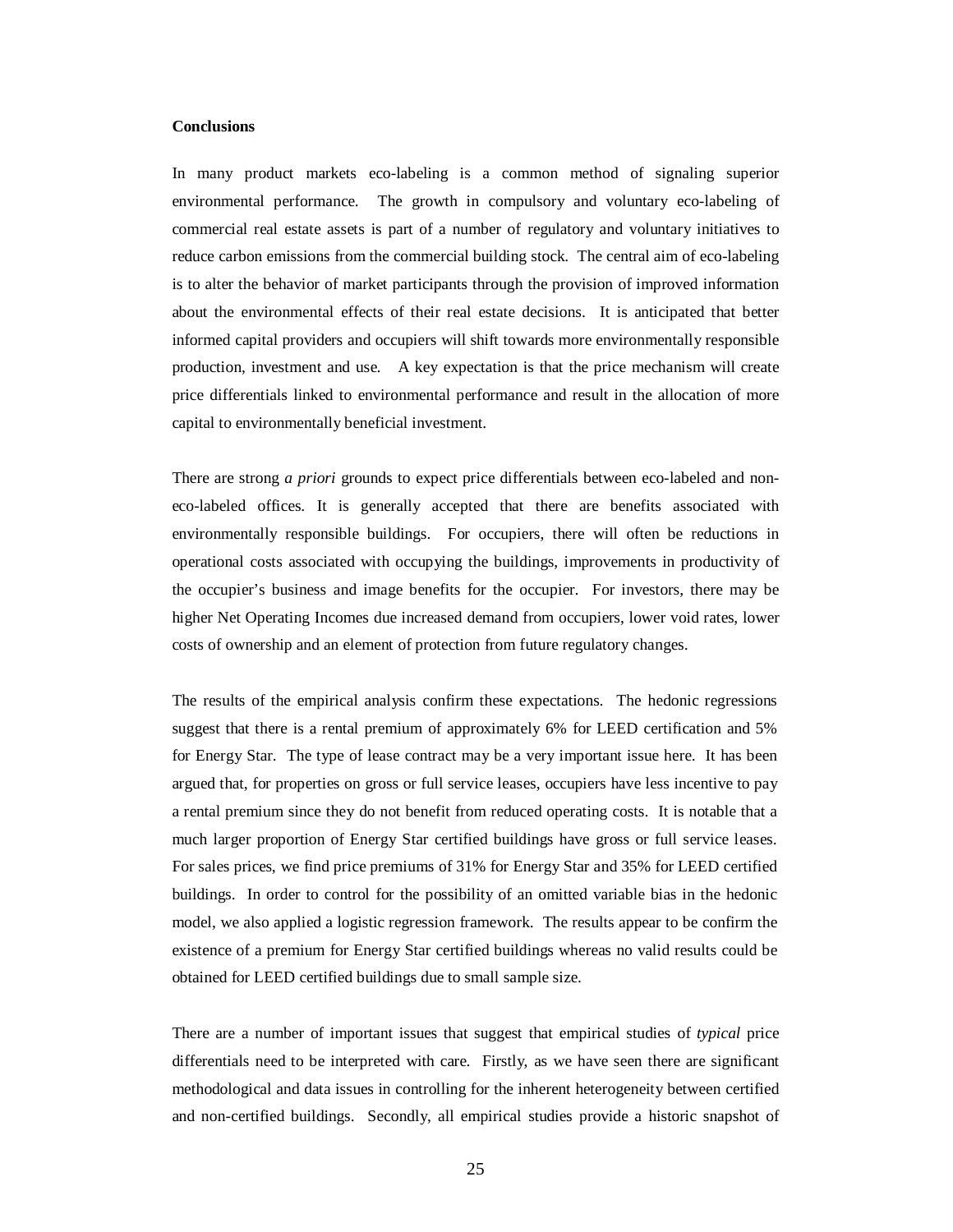**Conclusions**

In many product markets eco-labeling is a common method of signaling superior environmental performance. The growth in compulsory and voluntary eco-labeling of commercial real estate assets is part of a number of regulatory and voluntary initiatives to reduce carbon emissions from the commercial building stock. The central aim of eco-labeling is to alter the behavior of market participants through the provision of improved information about the environmental effects of their real estate decisions. It is anticipated that better informed capital providers and occupiers will shift towards more environmentally responsible production, investment and use. A key expectation is that the price mechanism will create price differentials linked to environmental performance and result in the allocation of more capital to environmentally beneficial investment.

There are strong *a priori* grounds to expect price differentials between eco-labeled and non-eco-labeled offices. It is generally accepted that there are benefits associated with environmentally responsible buildings. For occupiers, there will often be reductions in operational costs associated with occupying the buildings, improvements in productivity of the occupier's business and image benefits for the occupier. For investors, there may be higher Net Operating Incomes due increased demand from occupiers, lower void rates, lower costs of ownership and an element of protection from future regulatory changes.

The results of the empirical analysis confirm these expectations. The hedonic regressions suggest that there is a rental premium of approximately 6% for LEED certification and 5% for Energy Star. The type of lease contract may be a very important issue here. It has been argued that, for properties on gross or full service leases, occupiers have less incentive to pay a rental premium since they do not benefit from reduced operating costs. It is notable that a much larger proportion of Energy Star certified buildings have gross or full service leases. For sales prices, we find price premiums of 31% for Energy Star and 35% for LEED certified buildings. In order to control for the possibility of an omitted variable bias in the hedonic model, we also applied a logistic regression framework. The results appear to be confirm the existence of a premium for Energy Star certified buildings whereas no valid results could be obtained for LEED certified buildings due to small sample size.

There are a number of important issues that suggest that empirical studies of *typical* price differentials need to be interpreted with care. Firstly, as we have seen there are significant methodological and data issues in controlling for the inherent heterogeneity between certified and non-certified buildings. Secondly, all empirical studies provide a historic snapshot of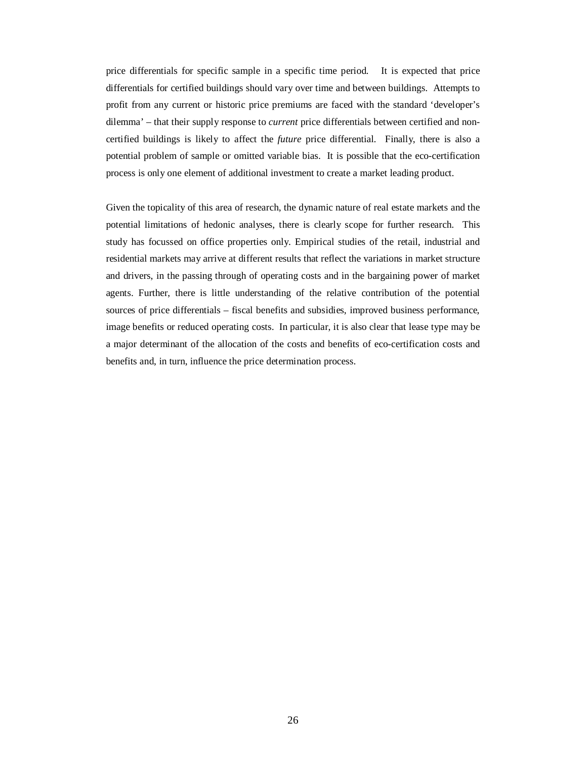price differentials for specific sample in a specific time period. It is expected that price differentials for certified buildings should vary over time and between buildings. Attempts to profit from any current or historic price premiums are faced with the standard 'developer's dilemma' – that their supply response to *current* price differentials between certified and non-certified buildings is likely to affect the *future* price differential. Finally, there is also a potential problem of sample or omitted variable bias. It is possible that the eco-certification process is only one element of additional investment to create a market leading product.

Given the topicality of this area of research, the dynamic nature of real estate markets and the potential limitations of hedonic analyses, there is clearly scope for further research. This study has focussed on office properties only. Empirical studies of the retail, industrial and residential markets may arrive at different results that reflect the variations in market structure and drivers, in the passing through of operating costs and in the bargaining power of market agents. Further, there is little understanding of the relative contribution of the potential sources of price differentials – fiscal benefits and subsidies, improved business performance, image benefits or reduced operating costs. In particular, it is also clear that lease type may be a major determinant of the allocation of the costs and benefits of eco-certification costs and benefits and, in turn, influence the price determination process.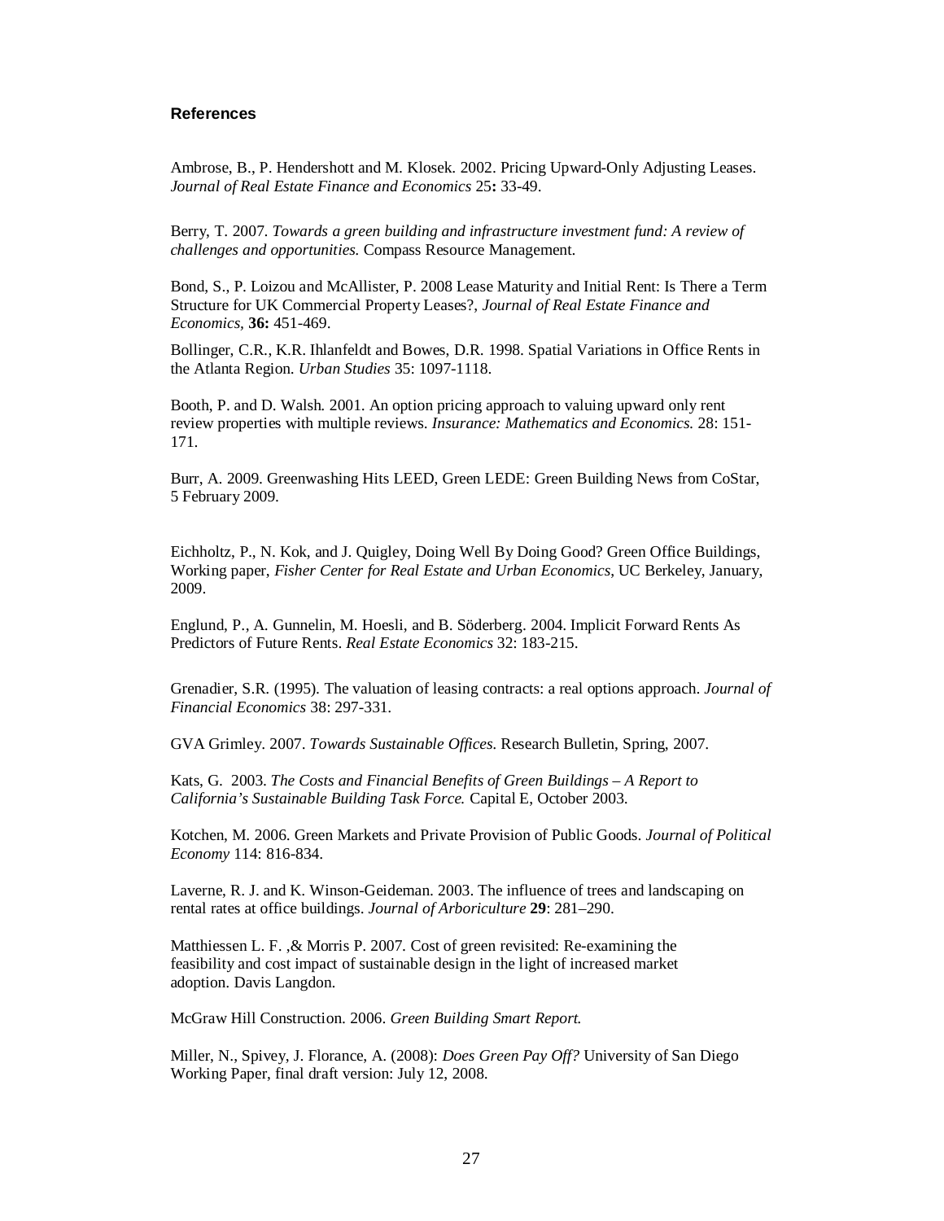### References

Ambrose, B., P. Hendershott and M. Klosek. 2002. Pricing Upward-Only Adjusting Leases. *Journal of Real Estate Finance and Economics* 25**:** 33-49.

Berry, T. 2007. *Towards a green building and infrastructure investment fund: A review of challenges and opportunities.* Compass Resource Management.

Bond, S., P. Loizou and McAllister, P. 2008 Lease Maturity and Initial Rent: Is There a Term Structure for UK Commercial Property Leases?, *Journal of Real Estate Finance and Economics,* **36:** 451-469.

Bollinger, C.R., K.R. Ihlanfeldt and Bowes, D.R. 1998. Spatial Variations in Office Rents in the Atlanta Region. *Urban Studies* 35: 1097-1118.

Booth, P. and D. Walsh. 2001. An option pricing approach to valuing upward only rent review properties with multiple reviews. *Insurance: Mathematics and Economics.* 28: 151-171.

Burr, A. 2009. Greenwashing Hits LEED, Green LEDE: Green Building News from CoStar, 5 February 2009.

Eichholtz, P., N. Kok, and J. Quigley, Doing Well By Doing Good? Green Office Buildings, Working paper, *Fisher Center for Real Estate and Urban Economics*, UC Berkeley, January, 2009.

Englund, P., A. Gunnelin, M. Hoesli, and B. Söderberg. 2004. Implicit Forward Rents As Predictors of Future Rents. *Real Estate Economics* 32: 183-215.

Grenadier, S.R. (1995). The valuation of leasing contracts: a real options approach. *Journal of Financial Economics* 38: 297-331.

GVA Grimley. 2007. *Towards Sustainable Offices.* Research Bulletin, Spring, 2007.

Kats, G. 2003. *The Costs and Financial Benefits of Green Buildings – A Report to California's Sustainable Building Task Force.* Capital E, October 2003.

Kotchen, M. 2006. Green Markets and Private Provision of Public Goods. *Journal of Political Economy* 114: 816-834.

Laverne, R. J. and K. Winson-Geideman. 2003. The influence of trees and landscaping on rental rates at office buildings. *Journal of Arboriculture* **29**: 281–290.

Matthiessen L. F. ,& Morris P. 2007. Cost of green revisited: Re-examining the feasibility and cost impact of sustainable design in the light of increased market adoption. Davis Langdon.

McGraw Hill Construction. 2006. *Green Building Smart Report.*

Miller, N., Spivey, J. Florance, A. (2008): *Does Green Pay Off?* University of San Diego Working Paper, final draft version: July 12, 2008.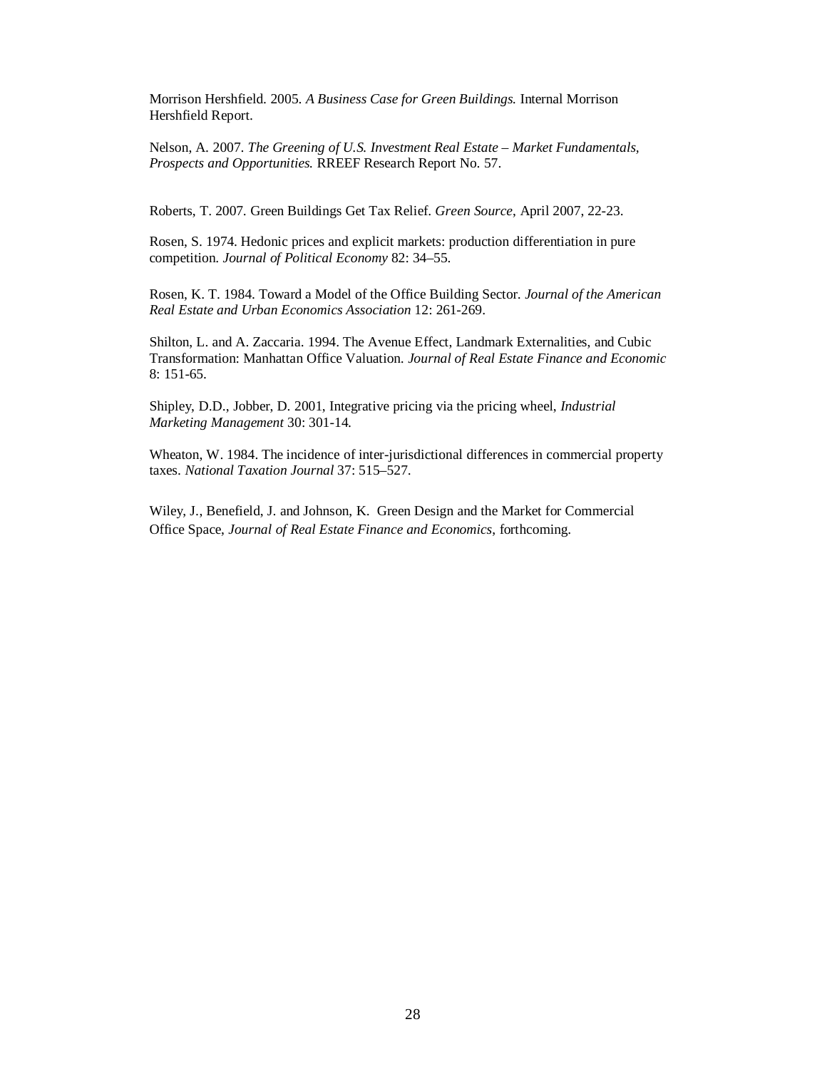Morrison Hershfield. 2005. *A Business Case for Green Buildings.* Internal Morrison Hershfield Report.

Nelson, A. 2007. *The Greening of U.S. Investment Real Estate – Market Fundamentals, Prospects and Opportunities.* RREEF Research Report No. 57.

Roberts, T. 2007. Green Buildings Get Tax Relief. *Green Source*, April 2007, 22-23.

Rosen, S. 1974. Hedonic prices and explicit markets: production differentiation in pure competition. *Journal of Political Economy* 82: 34–55.

Rosen, K. T. 1984. Toward a Model of the Office Building Sector. *Journal of the American Real Estate and Urban Economics Association* 12: 261-269.

Shilton, L. and A. Zaccaria. 1994. The Avenue Effect, Landmark Externalities, and Cubic Transformation: Manhattan Office Valuation. *Journal of Real Estate Finance and Economic* 8: 151-65.

Shipley, D.D., Jobber, D. 2001, Integrative pricing via the pricing wheel, *Industrial Marketing Management* 30: 301-14.

Wheaton, W. 1984. The incidence of inter-jurisdictional differences in commercial property taxes. *National Taxation Journal* 37: 515–527.

Wiley, J., Benefield, J. and Johnson, K. Green Design and the Market for Commercial Office Space, *Journal of Real Estate Finance and Economics*, forthcoming.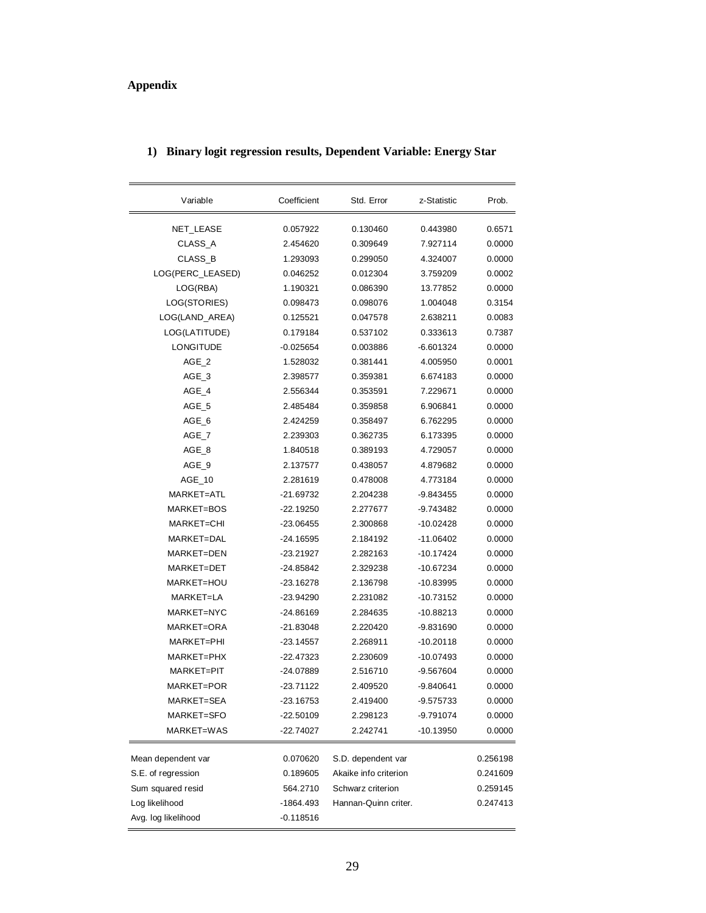## Appendix

### 1) Binary logit regression results, Dependent Variable: Energy Star

| Variable | Coefficient | Std. Error | z-Statistic | Prob. |
|---|---|---|---|---|
| NET_LEASE | 0.057922 | 0.130460 | 0.443980 | 0.6571 |
| CLASS_A | 2.454620 | 0.309649 | 7.927114 | 0.0000 |
| CLASS_B | 1.293093 | 0.299050 | 4.324007 | 0.0000 |
| LOG(PERC_LEASED) | 0.046252 | 0.012304 | 3.759209 | 0.0002 |
| LOG(RBA) | 1.190321 | 0.086390 | 13.77852 | 0.0000 |
| LOG(STORIES) | 0.098473 | 0.098076 | 1.004048 | 0.3154 |
| LOG(LAND_AREA) | 0.125521 | 0.047578 | 2.638211 | 0.0083 |
| LOG(LATITUDE) | 0.179184 | 0.537102 | 0.333613 | 0.7387 |
| LONGITUDE | -0.025654 | 0.003886 | -6.601324 | 0.0000 |
| AGE_2 | 1.528032 | 0.381441 | 4.005950 | 0.0001 |
| AGE_3 | 2.398577 | 0.359381 | 6.674183 | 0.0000 |
| AGE_4 | 2.556344 | 0.353591 | 7.229671 | 0.0000 |
| AGE_5 | 2.485484 | 0.359858 | 6.906841 | 0.0000 |
| AGE_6 | 2.424259 | 0.358497 | 6.762295 | 0.0000 |
| AGE_7 | 2.239303 | 0.362735 | 6.173395 | 0.0000 |
| AGE_8 | 1.840518 | 0.389193 | 4.729057 | 0.0000 |
| AGE_9 | 2.137577 | 0.438057 | 4.879682 | 0.0000 |
| AGE_10 | 2.281619 | 0.478008 | 4.773184 | 0.0000 |
| MARKET=ATL | -21.69732 | 2.204238 | -9.843455 | 0.0000 |
| MARKET=BOS | -22.19250 | 2.277677 | -9.743482 | 0.0000 |
| MARKET=CHI | -23.06455 | 2.300868 | -10.02428 | 0.0000 |
| MARKET=DAL | -24.16595 | 2.184192 | -11.06402 | 0.0000 |
| MARKET=DEN | -23.21927 | 2.282163 | -10.17424 | 0.0000 |
| MARKET=DET | -24.85842 | 2.329238 | -10.67234 | 0.0000 |
| MARKET=HOU | -23.16278 | 2.136798 | -10.83995 | 0.0000 |
| MARKET=LA | -23.94290 | 2.231082 | -10.73152 | 0.0000 |
| MARKET=NYC | -24.86169 | 2.284635 | -10.88213 | 0.0000 |
| MARKET=ORA | -21.83048 | 2.220420 | -9.831690 | 0.0000 |
| MARKET=PHI | -23.14557 | 2.268911 | -10.20118 | 0.0000 |
| MARKET=PHX | -22.47323 | 2.230609 | -10.07493 | 0.0000 |
| MARKET=PIT | -24.07889 | 2.516710 | -9.567604 | 0.0000 |
| MARKET=POR | -23.71122 | 2.409520 | -9.840641 | 0.0000 |
| MARKET=SEA | -23.16753 | 2.419400 | -9.575733 | 0.0000 |
| MARKET=SFO | -22.50109 | 2.298123 | -9.791074 | 0.0000 |
| MARKET=WAS | -22.74027 | 2.242741 | -10.13950 | 0.0000 |

| | | | |
|---|---|---|---|
| Mean dependent var | 0.070620 | S.D. dependent var | 0.256198 |
| S.E. of regression | 0.189605 | Akaike info criterion | 0.241609 |
| Sum squared resid | 564.2710 | Schwarz criterion | 0.259145 |
| Log likelihood | -1864.493 | Hannan-Quinn criter. | 0.247413 |
| Avg. log likelihood | -0.118516 | | |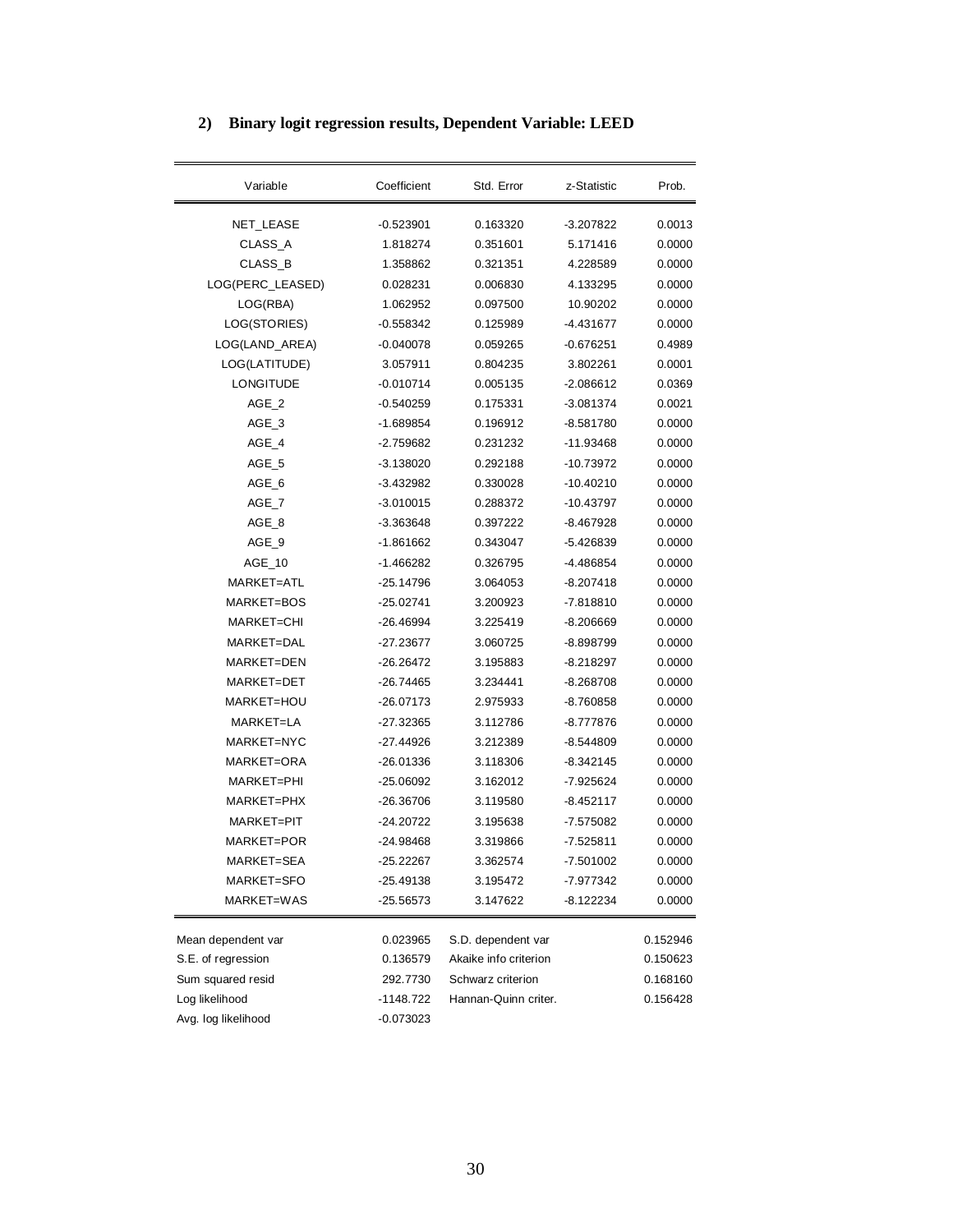**2) Binary logit regression results, Dependent Variable: LEED**

| Variable | Coefficient | Std. Error | z-Statistic | Prob. |
|---|---|---|---|---|
| NET_LEASE | -0.523901 | 0.163320 | -3.207822 | 0.0013 |
| CLASS_A | 1.818274 | 0.351601 | 5.171416 | 0.0000 |
| CLASS_B | 1.358862 | 0.321351 | 4.228589 | 0.0000 |
| LOG(PERC_LEASED) | 0.028231 | 0.006830 | 4.133295 | 0.0000 |
| LOG(RBA) | 1.062952 | 0.097500 | 10.90202 | 0.0000 |
| LOG(STORIES) | -0.558342 | 0.125989 | -4.431677 | 0.0000 |
| LOG(LAND_AREA) | -0.040078 | 0.059265 | -0.676251 | 0.4989 |
| LOG(LATITUDE) | 3.057911 | 0.804235 | 3.802261 | 0.0001 |
| LONGITUDE | -0.010714 | 0.005135 | -2.086612 | 0.0369 |
| AGE_2 | -0.540259 | 0.175331 | -3.081374 | 0.0021 |
| AGE_3 | -1.689854 | 0.196912 | -8.581780 | 0.0000 |
| AGE_4 | -2.759682 | 0.231232 | -11.93468 | 0.0000 |
| AGE_5 | -3.138020 | 0.292188 | -10.73972 | 0.0000 |
| AGE_6 | -3.432982 | 0.330028 | -10.40210 | 0.0000 |
| AGE_7 | -3.010015 | 0.288372 | -10.43797 | 0.0000 |
| AGE_8 | -3.363648 | 0.397222 | -8.467928 | 0.0000 |
| AGE_9 | -1.861662 | 0.343047 | -5.426839 | 0.0000 |
| AGE_10 | -1.466282 | 0.326795 | -4.486854 | 0.0000 |
| MARKET=ATL | -25.14796 | 3.064053 | -8.207418 | 0.0000 |
| MARKET=BOS | -25.02741 | 3.200923 | -7.818810 | 0.0000 |
| MARKET=CHI | -26.46994 | 3.225419 | -8.206669 | 0.0000 |
| MARKET=DAL | -27.23677 | 3.060725 | -8.898799 | 0.0000 |
| MARKET=DEN | -26.26472 | 3.195883 | -8.218297 | 0.0000 |
| MARKET=DET | -26.74465 | 3.234441 | -8.268708 | 0.0000 |
| MARKET=HOU | -26.07173 | 2.975933 | -8.760858 | 0.0000 |
| MARKET=LA | -27.32365 | 3.112786 | -8.777876 | 0.0000 |
| MARKET=NYC | -27.44926 | 3.212389 | -8.544809 | 0.0000 |
| MARKET=ORA | -26.01336 | 3.118306 | -8.342145 | 0.0000 |
| MARKET=PHI | -25.06092 | 3.162012 | -7.925624 | 0.0000 |
| MARKET=PHX | -26.36706 | 3.119580 | -8.452117 | 0.0000 |
| MARKET=PIT | -24.20722 | 3.195638 | -7.575082 | 0.0000 |
| MARKET=POR | -24.98468 | 3.319866 | -7.525811 | 0.0000 |
| MARKET=SEA | -25.22267 | 3.362574 | -7.501002 | 0.0000 |
| MARKET=SFO | -25.49138 | 3.195472 | -7.977342 | 0.0000 |
| MARKET=WAS | -25.56573 | 3.147622 | -8.122234 | 0.0000 |

| | | | |
|---|---|---|---|
| Mean dependent var | 0.023965 | S.D. dependent var | 0.152946 |
| S.E. of regression | 0.136579 | Akaike info criterion | 0.150623 |
| Sum squared resid | 292.7730 | Schwarz criterion | 0.168160 |
| Log likelihood | -1148.722 | Hannan-Quinn criter. | 0.156428 |
| Avg. log likelihood | -0.073023 | | |